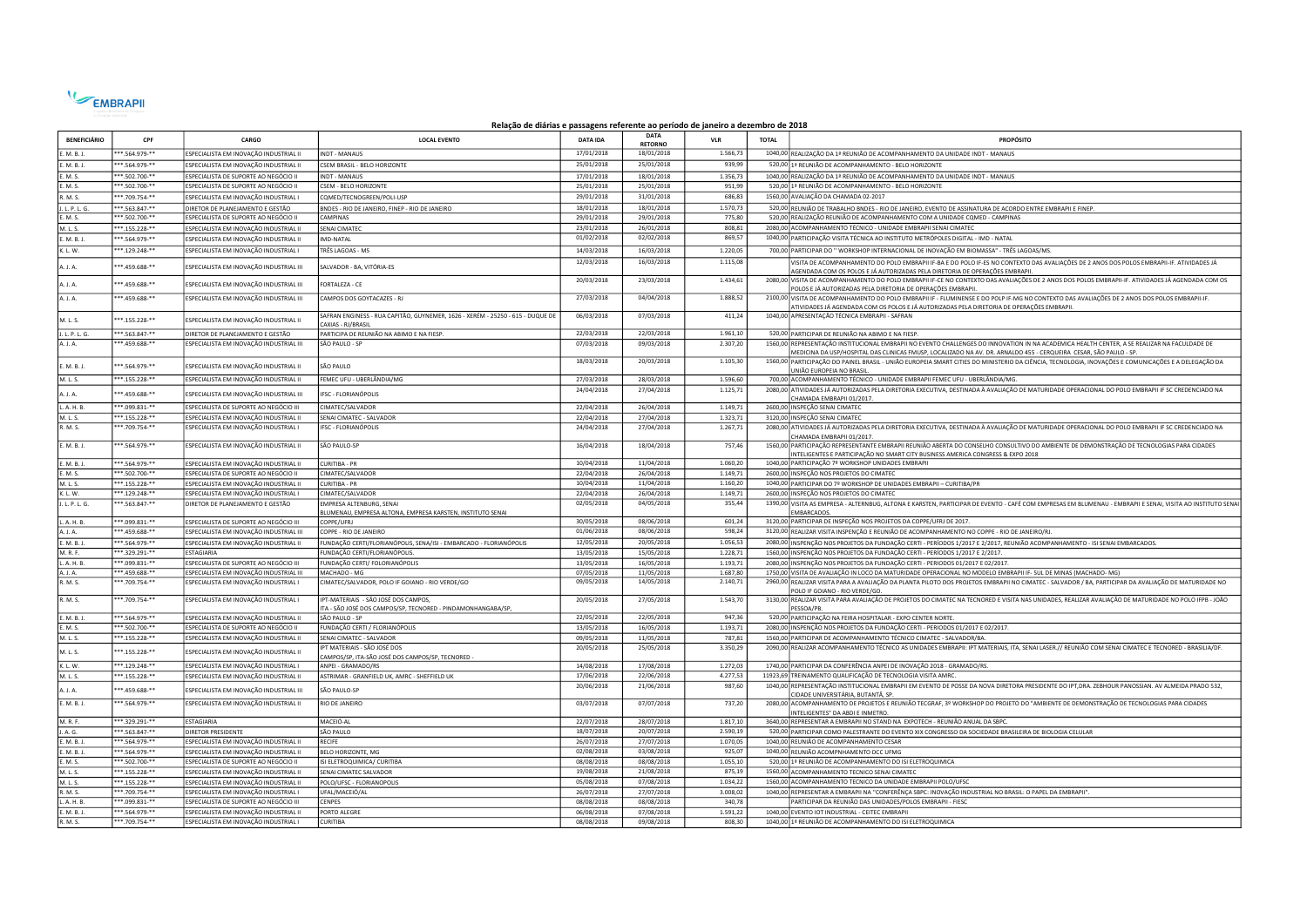EMBRAPII

## Relação de diárias e passagens referente ao período de janeiro a dezembro de 2018

| BENEFICIÁRIO | CPF | CARGO | LOCAL EVENTO | DATA IDA | DATA RETORNO | VLR | TOTAL | PROPÓSITO |
|---|---|---|---|---|---|---|---|---|
| E. M. B. J. | ***.564.979-** | ESPECIALISTA EM INOVAÇÃO INDUSTRIAL II | INDT - MANAUS | 17/01/2018 | 18/01/2018 | 1.566,73 | 1040,00 | REALIZAÇÃO DA 1ª REUNIÃO DE ACOMPANHAMENTO DA UNIDADE INDT - MANAUS |
| E. M. B. J. | ***.564.979-** | ESPECIALISTA EM INOVAÇÃO INDUSTRIAL II | CSEM BRASIL - BELO HORIZONTE | 25/01/2018 | 25/01/2018 | 939,99 | 520,00 | 1ª REUNIÃO DE ACOMPANHAMENTO - BELO HORIZONTE |
| E. M. S. | ***.502.700-** | ESPECIALISTA DE SUPORTE AO NEGÓCIO II | INDT - MANAUS | 17/01/2018 | 18/01/2018 | 1.356,73 | 1040,00 | REALIZAÇÃO DA 1ª REUNIÃO DE ACOMPANHAMENTO DA UNIDADE INDT - MANAUS |
| E. M. S. | ***.502.700-** | ESPECIALISTA DE SUPORTE AO NEGÓCIO II | CSEM - BELO HORIZONTE | 25/01/2018 | 25/01/2018 | 951,99 | 520,00 | 1ª REUNIÃO DE ACOMPANHAMENTO - BELO HORIZONTE |
| R. M. S. | ***.709.754-** | ESPECIALISTA EM INOVAÇÃO INDUSTRIAL I | CQMED/TECNOGREEN/POLI-USP | 29/01/2018 | 31/01/2018 | 686,83 | 1560,00 | AVALIAÇÃO DA CHAMADA 02-2017 |
| J. L. P. L. G. | ***.563.847-** | DIRETOR DE PLANEJAMENTO E GESTÃO | BNDES - RIO DE JANEIRO, FINEP - RIO DE JANEIRO | 18/01/2018 | 18/01/2018 | 1.570,73 | 520,00 | REUNIÃO DE TRABALHO BNDES - RIO DE JANEIRO, EVENTO DE ASSINATURA DE ACORDO ENTRE EMBRAPII E FINEP. |
| E. M. S. | ***.502.700-** | ESPECIALISTA DE SUPORTE AO NEGÓCIO II | CAMPINAS | 29/01/2018 | 29/01/2018 | 775,80 | 520,00 | REALIZAÇÃO REUNIÃO DE ACOMPANHAMENTO COM A UNIDADE CQMED - CAMPINAS |
| M. L. S. | ***.155.228-** | ESPECIALISTA EM INOVAÇÃO INDUSTRIAL II | SENAI CIMATEC | 23/01/2018 | 26/01/2018 | 808,81 | 2080,00 | ACOMPANHAMENTO TÉCNICO - UNIDADE EMBRAPII SENAI CIMATEC |
| E. M. B. J. | ***.564.979-** | ESPECIALISTA EM INOVAÇÃO INDUSTRIAL II | IMD-NATAL | 01/02/2018 | 02/02/2018 | 869,57 | 1040,00 | PARTICIPAÇÃO VISITA TÉCNICA AO INSTITUTO METRÓPOLES DIGITAL - IMD - NATAL |
| K. L. W. | ***.129.248-** | ESPECIALISTA EM INOVAÇÃO INDUSTRIAL I | TRÊS LAGOAS - MS | 14/03/2018 | 16/03/2018 | 1.220,05 | 700,00 | PARTICIPAR DO '' WORKSHOP INTERNACIONAL DE INOVAÇÃO EM BIOMASSA'' - TRÊS LAGOAS/MS. |
| A. J. A. | ***.459.688-** | ESPECIALISTA EM INOVAÇÃO INDUSTRIAL III | SALVADOR - BA, VITÓRIA-ES | 12/03/2018 | 16/03/2018 | 1.115,08 | | VISITA DE ACOMPANHAMENTO DO POLO EMBRAPII IF-BA E DO POLO IF-ES NO CONTEXTO DAS AVALIAÇÕES DE 2 ANOS DOS POLOS EMBRAPII-IF. ATIVIDADES JÁ AGENDADA COM OS POLOS E JÁ AUTORIZADAS PELA DIRETORIA DE OPERAÇÕES EMBRAPII. |
| A. J. A. | ***.459.688-** | ESPECIALISTA EM INOVAÇÃO INDUSTRIAL III | FORTALEZA - CE | 20/03/2018 | 23/03/2018 | 1.434,61 | 2080,00 | VISITA DE ACOMPANHAMENTO DO POLO EMBRAPII IF-CE NO CONTEXTO DAS AVALIAÇÕES DE 2 ANOS DOS POLOS EMBRAPII-IF. ATIVIDADES JÁ AGENDADA COM OS POLOS E JÁ AUTORIZADAS PELA DIRETORIA DE OPERAÇÕES EMBRAPII. |
| A. J. A. | ***.459.688-** | ESPECIALISTA EM INOVAÇÃO INDUSTRIAL III | CAMPOS DOS GOYTACAZES - RJ | 27/03/2018 | 04/04/2018 | 1.888,52 | 2100,00 | VISITA DE ACOMPANHAMENTO DO POLO EMBRAPII IF - FLUMINENSE E DO POLP IF-MG NO CONTEXTO DAS AVALIAÇÕES DE 2 ANOS DOS POLOS EMBRAPII-IF. ATIVIDADES JÁ AGENDADA COM OS POLOS E JÁ AUTORIZADAS PELA DIRETORIA DE OPERAÇÕES EMBRAPII. |
| M. L. S. | ***.155.228-** | ESPECIALISTA EM INOVAÇÃO INDUSTRIAL II | SAFRAN ENGINESS - RUA CAPITÃO, GUYNEMER, 1626 - XERÉM - 25250 - 615 - DUQUE DE CAXIAS - RJ/BRASIL | 06/03/2018 | 07/03/2018 | 411,24 | 1040,00 | APRESENTAÇÃO TÉCNICA EMBRAPII - SAFRAN |
| J. L. P. L. G. | ***.563.847-** | DIRETOR DE PLANEJAMENTO E GESTÃO | PARTICIPA DE REUNIÃO NA ABIMO E NA FIESP. | 22/03/2018 | 22/03/2018 | 1.961,10 | 520,00 | PARTICIPAR DE REUNIÃO NA ABIMO E NA FIESP. |
| A. J. A. | ***.459.688-** | ESPECIALISTA EM INOVAÇÃO INDUSTRIAL III | SÃO PAULO - SP | 07/03/2018 | 09/03/2018 | 2.307,20 | 1560,00 | REPRESENTAÇÃO INSTITUCIONAL EMBRAPII NO EVENTO CHALLENGES DO INNOVATION IN NA ACADEMICA HEALTH CENTER, A SE REALIZAR NA FACULDADE DE MEDICINA DA USP/HOSPITAL DAS CLINICAS FMUSP, LOCALIZADO NA AV. DR. ARNALDO 455 - CERQUEIRA CESAR, SÃO PAULO - SP. |
| E. M. B. J. | ***.564.979-** | ESPECIALISTA EM INOVAÇÃO INDUSTRIAL II | SÃO PAULO | 18/03/2018 | 20/03/2018 | 1.105,30 | 1560,00 | PARTICIPAÇÃO DO PAINEL BRASIL - UNIÃO EUROPEIA SMART CITIES DO MINISTERIO DA CIÊNCIA, TECNOLOGIA, INOVAÇÕES E COMUNICAÇÕES E A DELEGAÇÃO DA UNIÃO EUROPEIA NO BRASIL. |
| M. L. S. | ***.155.228-** | ESPECIALISTA EM INOVAÇÃO INDUSTRIAL II | FEMEC UFU - UBERLÂNDIA/MG | 27/03/2018 | 28/03/2018 | 1.596,60 | 700,00 | ACOMPANHAMENTO TÉCNICO - UNIDADE EMBRAPII FEMEC UFU - UBERLÂNDIA/MG. |
| A. J. A. | ***.459.688-** | ESPECIALISTA EM INOVAÇÃO INDUSTRIAL III | IFSC - FLORIANÓPOLIS | 24/04/2018 | 27/04/2018 | 1.125,71 | 2080,00 | ATIVIDADES JÁ AUTORIZADAS PELA DIRETORIA EXECUTIVA, DESTINADA À AVALIAÇÃO DE MATURIDADE OPERACIONAL DO POLO EMBRAPII IF SC CREDENCIADO NA CHAMADA EMBRAPII 01/2017. |
| L. A. H. B. | ***.099.831-** | ESPECIALISTA DE SUPORTE AO NEGÓCIO III | CIMATEC/SALVADOR | 22/04/2018 | 26/04/2018 | 1.149,71 | 2600,00 | INSPEÇÃO SENAI CIMATEC |
| M. L. S. | ***.155.228-** | ESPECIALISTA EM INOVAÇÃO INDUSTRIAL II | SENAI CIMATEC - SALVADOR | 22/04/2018 | 27/04/2018 | 1.323,71 | 3120,00 | INSPEÇÃO SENAI CIMATEC |
| R. M. S. | ***.709.754-** | ESPECIALISTA EM INOVAÇÃO INDUSTRIAL I | IFSC - FLORIANÓPOLIS | 24/04/2018 | 27/04/2018 | 1.267,71 | 2080,00 | ATIVIDADES JÁ AUTORIZADAS PELA DIRETORIA EXECUTIVA, DESTINADA À AVALIAÇÃO DE MATURIDADE OPERACIONAL DO POLO EMBRAPII IF SC CREDENCIADO NA CHAMADA EMBRAPII 01/2017. |
| E. M. B. J. | ***.564.979-** | ESPECIALISTA EM INOVAÇÃO INDUSTRIAL II | SÃO PAULO-SP | 16/04/2018 | 18/04/2018 | 757,46 | 1560,00 | PARTICIPAÇÃO REPRESENTANTE EMBRAPII REUNIÃO ABERTA DO CONSELHO CONSULTIVO DO AMBIENTE DE DEMONSTRAÇÃO DE TECNOLOGIAS PARA CIDADES INTELIGENTES E PARTICIPAÇÃO NO SMART CITY BUSINESS AMERICA CONGRESS & EXPO 2018 |
| E. M. B. J. | ***.564.979-** | ESPECIALISTA EM INOVAÇÃO INDUSTRIAL II | CURITIBA - PR | 10/04/2018 | 11/04/2018 | 1.060,20 | 1040,00 | PARTICIPAÇÃO 7º WORKSHOP UNIDADES EMBRAPII |
| E. M. S. | ***.502.700-** | ESPECIALISTA DE SUPORTE AO NEGÓCIO II | CIMATEC/SALVADOR | 22/04/2018 | 26/04/2018 | 1.149,71 | 2600,00 | INSPEÇÃO NOS PROJETOS DO CIMATEC |
| M. L. S. | ***.155.228-** | ESPECIALISTA EM INOVAÇÃO INDUSTRIAL II | CURITIBA - PR | 10/04/2018 | 11/04/2018 | 1.160,20 | 1040,00 | PARTICIPAR DO 7º WORKSHOP DE UNIDADES EMBRAPII – CURITIBA/PR |
| K. L. W. | ***.129.248-** | ESPECIALISTA EM INOVAÇÃO INDUSTRIAL I | CIMATEC/SALVADOR | 22/04/2018 | 26/04/2018 | 1.149,71 | 2600,00 | INSPEÇÃO NOS PROJETOS DO CIMATEC |
| J. L. P. L. G. | ***.563.847-** | DIRETOR DE PLANEJAMENTO E GESTÃO | EMPRESA ALTENBURG, SENAI BLUMENAU, EMPRESA ALTONA, EMPRESA KARSTEN, INSTITUTO SENAI | 02/05/2018 | 04/05/2018 | 355,44 | 1390,00 | VISITA AS EMPRESA - ALTERNBUG, ALTONA E KARSTEN, PARTICIPAR DE EVENTO - CAFÉ COM EMPRESAS EM BLUMENAU - EMBRAPII E SENAI, VISITA AO INSTITUTO SENAI EMBARCADOS. |
| L. A. H. B. | ***.099.831-** | ESPECIALISTA DE SUPORTE AO NEGÓCIO III | COPPE/UFRJ | 30/05/2018 | 08/06/2018 | 601,24 | 3120,00 | PARTICIPAR DE INSPEÇÃO NOS PROJETOS DA COPPE/UFRJ DE 2017. |
| A. J. A. | ***.459.688-** | ESPECIALISTA EM INOVAÇÃO INDUSTRIAL III | COPPE - RIO DE JANEIRO | 01/06/2018 | 08/06/2018 | 598,24 | 3120,00 | REALIZAR VISITA INSPEÇÃO E REUNIÃO DE ACOMPANHAMENTO NO COPPE - RIO DE JANEIRO/RJ. |
| E. M. B. J. | ***.564.979-** | ESPECIALISTA EM INOVAÇÃO INDUSTRIAL II | FUNDAÇÃO CERTI/FLORIANÓPOLIS, SENAI/ISI - EMBARCADO - FLORIANÓPOLIS | 12/05/2018 | 20/05/2018 | 1.056,53 | 2080,00 | INSPENÇÃO NOS PROJETOS DA FUNDAÇÃO CERTI - PERÍODOS 1/2017 E 2/2017, REUNIÃO ACOMPANHAMENTO - ISI SENAI EMBARCADOS. |
| M. R. F. | ***.329.291-** | ESTAGIARIA | FUNDAÇÃO CERTI/FLORIANÓPOLIS. | 13/05/2018 | 15/05/2018 | 1.228,71 | 1560,00 | INSPENÇÃO NOS PROJETOS DA FUNDAÇÃO CERTI - PERÍODOS 1/2017 E 2/2017. |
| L. A. H. B. | ***.099.831-** | ESPECIALISTA DE SUPORTE AO NEGÓCIO III | FUNDAÇÃO CERTI/ FOLORIANÓPOLIS | 13/05/2018 | 16/05/2018 | 1.193,71 | 2080,00 | INSPENÇÃO NOS PROJETOS DA FUNDAÇÃO CERTI - PERÍODOS 01/2017 E 02/2017. |
| A. J. A. | ***.459.688-** | ESPECIALISTA EM INOVAÇÃO INDUSTRIAL III | MACHADO - MG | 07/05/2018 | 11/05/2018 | 1.687,80 | 1750,00 | VISITA DE AVALIAÇÃO IN LOCO DA MATURIDADE OPERACIONAL NO MODELO EMBRAPII IF- SUL DE MINAS (MACHADO- MG) |
| R. M. S. | ***.709.754-** | ESPECIALISTA EM INOVAÇÃO INDUSTRIAL I | CIMATEC/SALVADOR, POLO IF GOIANO - RIO VERDE/GO | 09/05/2018 | 14/05/2018 | 2.140,71 | 2960,00 | REALIZAR VISITA PARA A AVALIAÇÃO DA PLANTA PILOTO DOS PROJETOS EMBRAPII NO CIMATEC - SALVADOR / BA, PARTICIPAR DA AVALIAÇÃO DE MATURIDADE NO POLO IF GOIANO - RIO VERDE/GO. |
| R. M. S. | ***.709.754-** | ESPECIALISTA EM INOVAÇÃO INDUSTRIAL I | IPT-MATERIAIS - SÃO JOSÉ DOS CAMPOS, ITA - SÃO JOSÉ DOS CAMPOS/SP, TECNORED - PINDAMONHANGABA/SP, | 20/05/2018 | 27/05/2018 | 1.543,70 | 3130,00 | REALIZAR VISITA PARA AVALIAÇÃO DE PROJETOS DO CIMATEC NA TECNORED E VISITA NAS UNIDADES, REALIZAR AVALIAÇÃO DE MATURIDADE NO POLO IFPB - JOÃO PESSOA/PB. |
| E. M. B. J. | ***.564.979-** | ESPECIALISTA EM INOVAÇÃO INDUSTRIAL II | SÃO PAULO - SP | 22/05/2018 | 22/05/2018 | 947,36 | 520,00 | PARTICIPAÇÃO NA FEIRA HOSPITALAR - EXPO CENTER NORTE. |
| E. M. S. | ***.502.700-** | ESPECIALISTA DE SUPORTE AO NEGÓCIO II | FUNDAÇÃO CERTI / FLORIANÓPOLIS | 13/05/2018 | 16/05/2018 | 1.193,71 | 2080,00 | INSPENÇÃO NOS PROJETOS DA FUNDAÇÃO CERTI - PERIODOS 01/2017 E 02/2017. |
| M. L. S. | ***.155.228-** | ESPECIALISTA EM INOVAÇÃO INDUSTRIAL II | SENAI CIMATEC - SALVADOR/BA | 09/05/2018 | 11/05/2018 | 787,81 | 1560,00 | PARTICIPAR DE ACOMPANHAMENTO TÉCNICO CIMATEC - SALVADOR/BA. |
| M. L. S. | ***.155.228-** | ESPECIALISTA EM INOVAÇÃO INDUSTRIAL II | IPT MATERIAIS - SÃO JOSÉ DOS CAMPOS/SP, ITA-SÃO JOSÉ DOS CAMPOS/SP, TECNORED - | 20/05/2018 | 25/05/2018 | 3.350,29 | 2090,00 | REALIZAR ACOMPANHAMENTO TÉCNICO AS UNIDADES EMBRAPII: IPT MATERIAIS, ITA, SENAI LASER.// REUNIÃO COM SENAI CIMATEC E TECNORED - BRASILIA/DF. |
| K. L. W. | ***.129.248-** | ESPECIALISTA EM INOVAÇÃO INDUSTRIAL I | ANPEI - GRAMADO/RS | 14/08/2018 | 17/08/2018 | 1.272,03 | 1740,00 | PARTICIPAR DA CONFERÊNCIA ANPEI DE INOVAÇÃO 2018 - GRAMADO/RS. |
| M. L. S. | ***.155.228-** | ESPECIALISTA EM INOVAÇÃO INDUSTRIAL II | ASTRIMAR - GRANFIELD UK, AMRC - SHEFFIELD UK | 17/06/2018 | 22/06/2018 | 4.277,53 | 11923,69 | TREINAMENTO QUALIFICAÇÃO DE TECNOLOGIA VISITA AMRC. |
| A. J. A. | ***.459.688-** | ESPECIALISTA EM INOVAÇÃO INDUSTRIAL III | SÃO PAULO-SP | 20/06/2018 | 21/06/2018 | 987,60 | 1040,00 | REPRESENTAÇÃO INSTITUCIONAL EMBRAPII EM EVENTO DE POSSE DA NOVA DIRETORA PRESIDENTE DO IPT,DRA. ZEBHOUR PANOSSIAN. AV ALMEIDA PRADO 532, CIDADE UNIVERSITÁRIA, BUTANTÃ, SP. |
| E. M. B. J. | ***.564.979-** | ESPECIALISTA EM INOVAÇÃO INDUSTRIAL II | RIO DE JANEIRO | 03/07/2018 | 07/07/2018 | 737,20 | 2080,00 | ACOMPANHAMENTO DE PROJETOS E REUNIÃO TECGRAF, 3º WORKSHOP DO PROJETO DO "AMBIENTE DE DEMONSTRAÇÃO DE TECNOLOGIAS PARA CIDADES INTELIGENTES" DA ABDI E INMETRO. |
| M. R. F. | ***.329.291-** | ESTAGIARIA | MACEIÓ-AL | 22/07/2018 | 28/07/2018 | 1.817,10 | 3640,00 | REPRESENTAR A EMBRAPII NO STAND NA EXPOTECH - REUNIÃO ANUAL DA SBPC. |
| J. A. G. | ***.563.847-** | DIRETOR PRESIDENTE | SÃO PAULO | 18/07/2018 | 20/07/2018 | 2.590,19 | 520,00 | PARTICIPAR COMO PALESTRANTE DO EVENTO XIX CONGRESSO DA SOCIEDADE BRASILEIRA DE BIOLOGIA CELULAR |
| E. M. B. J. | ***.564.979-** | ESPECIALISTA EM INOVAÇÃO INDUSTRIAL II | RECIFE | 26/07/2018 | 27/07/2018 | 1.070,05 | 1040,00 | REUNIÃO DE ACOMPANHAMENTO CESAR |
| E. M. B. J. | ***.564.979-** | ESPECIALISTA EM INOVAÇÃO INDUSTRIAL II | BELO HORIZONTE, MG | 02/08/2018 | 03/08/2018 | 925,07 | 1040,00 | REUNIÃO ACOMPNHAMENTO DCC UFMG |
| E. M. S. | ***.502.700-** | ESPECIALISTA DE SUPORTE AO NEGÓCIO II | ISI ELETROQUIMICA/ CURITIBA | 08/08/2018 | 08/08/2018 | 1.055,10 | 520,00 | 1ª REUNIÃO DE ACOMPANHAMENTO DO ISI ELETROQUIMICA |
| M. L. S. | ***.155.228-** | ESPECIALISTA EM INOVAÇÃO INDUSTRIAL II | SENAI CIMATEC SALVADOR | 19/08/2018 | 21/08/2018 | 875,19 | 1560,00 | ACOMPANHAMENTO TECNICO SENAI CIMATEC |
| M. L. S. | ***.155.228-** | ESPECIALISTA EM INOVAÇÃO INDUSTRIAL II | POLO/UFSC - FLORIANOPOLIS | 05/08/2018 | 07/08/2018 | 1.034,22 | 1560,00 | ACOMPANHAMENTO TECNICO DA UNIDADE EMBRAPII POLO/UFSC |
| R. M. S. | ***.709.754-** | ESPECIALISTA EM INOVAÇÃO INDUSTRIAL I | UFAL/MACEIÓ/AL | 26/07/2018 | 27/07/2018 | 3.008,02 | 1040,00 | REPRESENTAR A EMBRAPII NA "CONFERÊNÇA SBPC: INOVAÇÃO INDUSTRIAL NO BRASIL: O PAPEL DA EMBRAPII". |
| L. A. H. B. | ***.099.831-** | ESPECIALISTA DE SUPORTE AO NEGÓCIO III | CENPES | 08/08/2018 | 08/08/2018 | 340,78 | | PARTICIPAR DA REUNIÃO DAS UNIDADES/POLOS EMBRAPII - FIESC |
| E. M. B. J. | ***.564.979-** | ESPECIALISTA EM INOVAÇÃO INDUSTRIAL II | PORTO ALEGRE | 06/08/2018 | 07/08/2018 | 1.591,22 | 1040,00 | EVENTO IOT INDUSTRIAL - CEITEC EMBRAPII |
| R. M. S. | ***.709.754-** | ESPECIALISTA EM INOVAÇÃO INDUSTRIAL I | CURITIBA | 08/08/2018 | 09/08/2018 | 808,30 | 1040,00 | 1ª REUNIÃO DE ACOMPANHAMENTO DO ISI ELETROQUIMICA |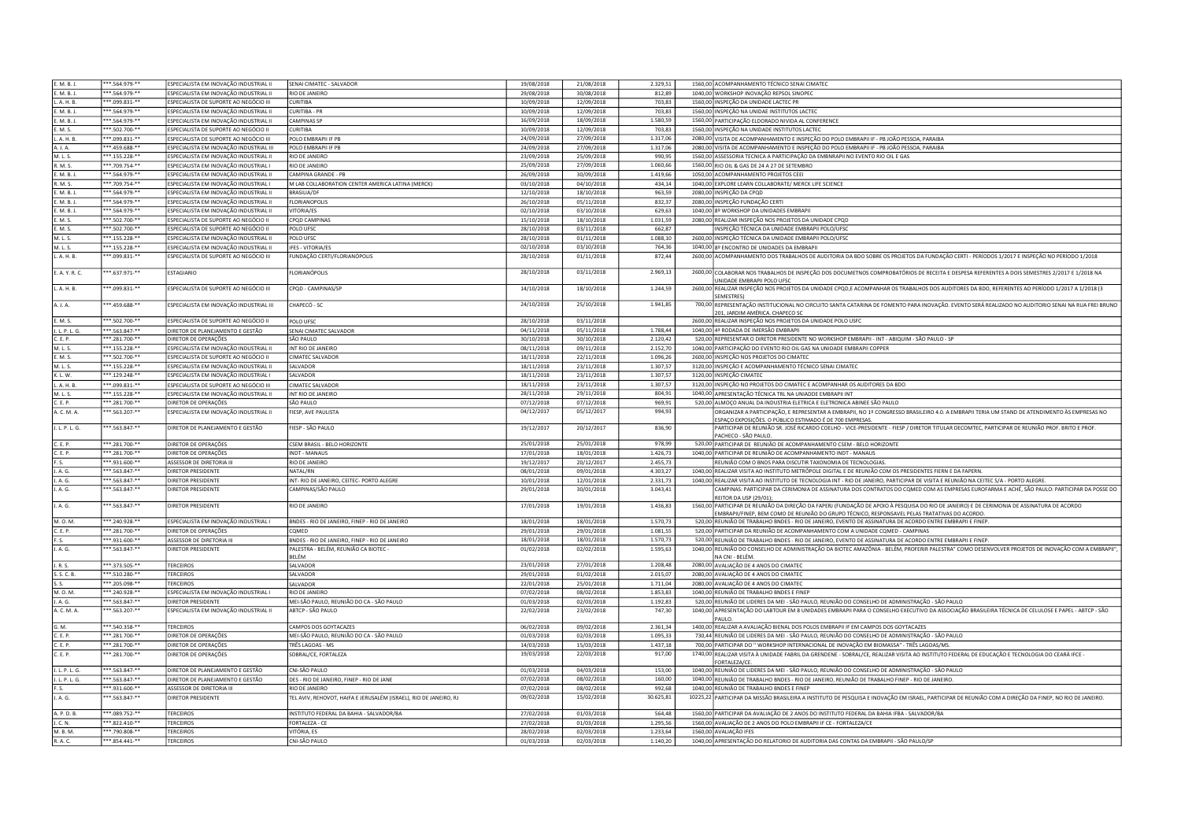| | | | | | | | | |
|---|---|---|---|---|---|---|---|---|
| E. M. B. J. | ***.564.979-** | ESPECIALISTA EM INOVAÇÃO INDUSTRIAL II | SENAI CIMATEC - SALVADOR | 19/08/2018 | 21/08/2018 | 2.329,51 | 1560,00 | ACOMPANHAMENTO TÉCNICO SENAI CIMATEC |
| E. M. B. J. | ***.564.979-** | ESPECIALISTA EM INOVAÇÃO INDUSTRIAL II | RIO DE JANEIRO | 29/08/2018 | 30/08/2018 | 812,89 | 1040,00 | WORKSHOP INOVAÇÃO REPSOL SINOPEC |
| L. A. H. B. | ***.099.831-** | ESPECIALISTA DE SUPORTE AO NEGÓCIO III | CURITIBA | 10/09/2018 | 12/09/2018 | 703,83 | 1560,00 | INSPEÇÃO DA UNIDADE LACTEC PR |
| E. M. B. J. | ***.564.979-** | ESPECIALISTA EM INOVAÇÃO INDUSTRIAL II | CURITIBA - PR | 10/09/2018 | 12/09/2018 | 703,83 | 1560,00 | INSPEÇÃO NA UNIDAE INSTITUTOS LACTEC |
| E. M. B. J. | ***.564.979-** | ESPECIALISTA EM INOVAÇÃO INDUSTRIAL II | CAMPINAS SP | 16/09/2018 | 18/09/2018 | 1.580,59 | 1560,00 | PARTICIPAÇÃO ELDORADO NIVIDA AL CONFERENCE |
| E. M. S. | ***.502.700-** | ESPECIALISTA DE SUPORTE AO NEGÓCIO II | CURITIBA | 10/09/2018 | 12/09/2018 | 703,83 | 1560,00 | INSPEÇÃO NA UNIDADE INSTITUTOS LACTEC |
| L. A. H. B. | ***.099.831-** | ESPECIALISTA DE SUPORTE AO NEGÓCIO III | POLO EMBRAPII IF PB | 24/09/2018 | 27/09/2018 | 1.317,06 | 2080,00 | VISITA DE ACOMPANHAMENTO E INSPEÇÃO DO POLO EMBRAPII IF - PB JOÃO PESSOA, PARAIBA |
| A. J. A. | ***.459.688-** | ESPECIALISTA EM INOVAÇÃO INDUSTRIAL III | POLO EMBRAPII IF PB | 24/09/2018 | 27/09/2018 | 1.317,06 | 2080,00 | VISITA DE ACOMPANHAMENTO E INSPEÇÃO DO POLO EMBRAPII IF - PB JOÃO PESSOA, PARAIBA |
| M. L. S. | ***.155.228-** | ESPECIALISTA EM INOVAÇÃO INDUSTRIAL II | RIO DE JANEIRO | 23/09/2018 | 25/09/2018 | 990,95 | 1560,00 | ASSESSORIA TECNICA A PARTICIPAÇÃO DA EMBNRAPII NO EVENTO RIO OIL E GAS |
| R. M. S. | ***.709.754-** | ESPECIALISTA EM INOVAÇÃO INDUSTRIAL I | RIO DE JANEIRO | 25/09/2018 | 27/09/2018 | 1.060,66 | 1560,00 | RIO OIL & GAS DE 24 A 27 DE SETEMBRO |
| E. M. B. J. | ***.564.979-** | ESPECIALISTA EM INOVAÇÃO INDUSTRIAL II | CAMPINA GRANDE - PB | 26/09/2018 | 30/09/2018 | 1.419,66 | 1050,00 | ACOMPANHAMENTO PROJETOS CEEI |
| R. M. S. | ***.709.754-** | ESPECIALISTA EM INOVAÇÃO INDUSTRIAL I | M LAB COLLABORATION CENTER AMERICA LATINA (MERCK) | 03/10/2018 | 04/10/2018 | 434,14 | 1040,00 | EXPLORE LEARN COLLABORATE/ MERCK LIFE SCIENCE |
| E. M. B. J. | ***.564.979-** | ESPECIALISTA EM INOVAÇÃO INDUSTRIAL II | BRASILIA/DF | 12/10/2018 | 18/10/2018 | 963,59 | 2080,00 | INSPEÇÃO DA CPQD |
| E. M. B. J. | ***.564.979-** | ESPECIALISTA EM INOVAÇÃO INDUSTRIAL II | FLORIANOPOLIS | 26/10/2018 | 05/11/2018 | 832,37 | 2080,00 | INSPEÇÃO FUNDAÇÃO CERTI |
| E. M. B. J. | ***.564.979-** | ESPECIALISTA EM INOVAÇÃO INDUSTRIAL II | VITORIA/ES | 02/10/2018 | 03/10/2018 | 629,63 | 1040,00 | 8º WORKSHOP DA UNIDADES EMBRAPII |
| E. M. S. | ***.502.700-** | ESPECIALISTA DE SUPORTE AO NEGÓCIO II | CPQD CAMPINAS | 15/10/2018 | 18/10/2018 | 1.031,59 | 2080,00 | REALIZAR INSPEÇÃO NOS PROJETOS DA UNIDADE CPQD |
| E. M. S. | ***.502.700-** | ESPECIALISTA DE SUPORTE AO NEGÓCIO II | POLO UFSC | 28/10/2018 | 03/11/2018 | 662,87 | | INSPEÇÃO TÉCNICA DA UNIDADE EMBRAPII POLO/UFSC |
| M. L. S. | ***.155.228-** | ESPECIALISTA EM INOVAÇÃO INDUSTRIAL II | POLO UFSC | 28/10/2018 | 01/11/2018 | 1.088,10 | 2600,00 | INSPEÇÃO TÉCNICA DA UNIDADE EMBRAPII POLO/UFSC |
| M. L. S. | ***.155.228-** | ESPECIALISTA EM INOVAÇÃO INDUSTRIAL II | IFES - VITORIA/ES | 02/10/2018 | 03/10/2018 | 764,36 | 1040,00 | 8º ENCONTRO DE UNIDADES DA EMBRAPII |
| L. A. H. B. | ***.099.831-** | ESPECIALISTA DE SUPORTE AO NEGÓCIO III | FUNDAÇÃO CERTI/FLORIANÓPOLIS | 28/10/2018 | 01/11/2018 | 872,44 | 2600,00 | ACOMPANHAMENTO DOS TRABALHOS DE AUDITORIA DA BDO SOBRE OS PROJETOS DA FUNDAÇÃO CERTI - PERÍODOS 1/2017 E INSPEÇÃO NO PERÍODO 1/2018 |
| E. A. Y. R. C. | ***.637.971-** | ESTAGIARIO | FLORIANÓPOLIS | 28/10/2018 | 03/11/2018 | 2.969,13 | 2600,00 | COLABORAR NOS TRABALHOS DE INSPEÇÃO DOS DOCUMETNOS COMPROBATÓRIOS DE RECEITA E DESPESA REFERENTES A DOIS SEMESTRES 2/2017 E 1/2018 NA UNIDADE EMBRAPII POLO UFSC |
| L. A. H. B. | ***.099.831-** | ESPECIALISTA DE SUPORTE AO NEGÓCIO III | CPQD - CAMPINAS/SP | 14/10/2018 | 18/10/2018 | 1.244,59 | 2600,00 | REALIZAR INSPEÇÃO NOS PROJETOS DA UNIDADE CPQD,E ACOMPANHAR OS TRABALHOS DOS AUDITORES DA BDO, REFERENTES AO PERÍODO 1/2017 A 1/2018 (3 SEMESTRES) |
| A. J. A. | ***.459.688-** | ESPECIALISTA EM INOVAÇÃO INDUSTRIAL III | CHAPECÓ - SC | 24/10/2018 | 25/10/2018 | 1.941,85 | 700,00 | REPRESENTAÇÃO INSTITUCIONAL NO CIRCUITO SANTA CATARINA DE FOMENTO PARA INOVAÇÃO. EVENTO SERÁ REALIZADO NO AUDITORIO SENAI NA RUA FREI BRUNO 201, JARDIM AMÉRICA. CHAPECO SC |
| E. M. S. | ***.502.700-** | ESPECIALISTA DE SUPORTE AO NEGÓCIO II | POLO UFSC | 28/10/2018 | 03/11/2018 | | 2600,00 | REALIZAR INSPEÇÃO NOS PROJETOS DA UNIDADE POLO USFC |
| J. L. P. L. G. | ***.563.847-** | DIRETOR DE PLANEJAMENTO E GESTÃO | SENAI CIMATEC SALVADOR | 04/11/2018 | 05/11/2018 | 1.788,44 | 1040,00 | 4ª RODADA DE IMERSÃO EMBRAPII |
| C. E. P. | ***.281.700-** | DIRETOR DE OPERAÇÕES | SÃO PAULO | 30/10/2018 | 30/10/2018 | 2.120,42 | 520,00 | REPRESENTAR O DIRETOR PRESIDENTE NO WORKSHOP EMBRAPII - INT - ABIQUIM - SÃO PAULO - SP |
| M. L. S. | ***.155.228-** | ESPECIALISTA EM INOVAÇÃO INDUSTRIAL II | INT RIO DE JANEIRO | 08/11/2018 | 09/11/2018 | 2.152,70 | 1040,00 | PARTICIPAÇÃO DO EVENTO RIO OIL GAS NA UNIDADE EMBRAPII COPPER |
| E. M. S. | ***.502.700-** | ESPECIALISTA DE SUPORTE AO NEGÓCIO II | CIMATEC SALVADOR | 18/11/2018 | 22/11/2018 | 1.096,26 | 2600,00 | INSPEÇÃO NOS PROJETOS DO CIMATEC |
| M. L. S. | ***.155.228-** | ESPECIALISTA EM INOVAÇÃO INDUSTRIAL II | SALVADOR | 18/11/2018 | 23/11/2018 | 1.307,57 | 3120,00 | INSPEÇÃO E ACOMPANHAMENTO TÉCNICO SENAI CIMATEC |
| K. L. W. | ***.129.248-** | ESPECIALISTA EM INOVAÇÃO INDUSTRIAL I | SALVADOR | 18/11/2018 | 23/11/2018 | 1.307,57 | 3120,00 | INSPEÇÃO CIMATEC |
| L. A. H. B. | ***.099.831-** | ESPECIALISTA DE SUPORTE AO NEGÓCIO III | CIMATEC SALVADOR | 18/11/2018 | 23/11/2018 | 1.307,57 | 3120,00 | INSPEÇÃO NO PROJETOS DO CIMATEC E ACOMPANHAR OS AUDITORES DA BDO |
| M. L. S. | ***.155.228-** | ESPECIALISTA EM INOVAÇÃO INDUSTRIAL II | INT RIO DE JANEIRO | 28/11/2018 | 29/11/2018 | 804,91 | 1040,00 | APRESENTAÇÃO TÉCNICA TRL NA UNIADDE EMBRAPII INT |
| C. E. P. | ***.281.700-** | DIRETOR DE OPERAÇÕES | SÃO PAULO | 07/12/2018 | 07/12/2018 | 969,91 | 520,00 | ALMOÇO ANUAL DA INDUSTRIA ELETRICA E ELETRONICA ABINEE SÃO PAULO |
| A. C. M. A. | ***.563.207-** | ESPECIALISTA EM INOVAÇÃO INDUSTRIAL II | FIESP, AVE PAULISTA | 04/12/2017 | 05/12/2017 | 994,93 | | ORGANIZAR A PARTICIPAÇÃO, E REPRESENTAR A EMBRAPII, NO 1º CONGRESSO BRASILEIRO 4.0. A EMBRAPII TERIA UM STAND DE ATENDIMENTO ÀS EMPRESAS NO ESPAÇO EXPOSIÇÕES. O PÚBLICO ESTIMADO É DE 700 EMPRESAS. |
| J. L. P. L. G. | ***.563.847-** | DIRETOR DE PLANEJAMENTO E GESTÃO | FIESP - SÃO PAULO | 19/12/2017 | 20/12/2017 | 836,90 | | PARTICIPAR DE REUNIÃO SR. JOSÉ RICARDO COELHO - VICE-PRESIDENTE - FIESP / DIRETOR TITULAR DECOMTEC, PARTICIPAR DE REUNIÃO PROF. BRITO E PROF. PACHECO - SÃO PAULO. |
| C. E. P. | ***.281.700-** | DIRETOR DE OPERAÇÕES | CSEM BRASIL - BELO HORIZONTE | 25/01/2018 | 25/01/2018 | 978,99 | 520,00 | PARTICIPAR DE REUNIÃO DE ACOMPANHAMENTO CSEM - BELO HORIZONTE |
| C. E. P. | ***.281.700-** | DIRETOR DE OPERAÇÕES | INDT - MANAUS | 17/01/2018 | 18/01/2018 | 1.426,73 | 1040,00 | PARTICIPAR DE REUNIÃO DE ACOMPANHAMENTO INDT - MANAUS |
| F. S. | ***.931.600-** | ASSESSOR DE DIRETORIA III | RIO DE JANEIRO | 19/12/2017 | 20/12/2017 | 2.455,73 | | REUNIÃO COM O BNDS PARA DISCUTIR TAXONOMIA DE TECNOLOGIAS. |
| J. A. G. | ***.563.847-** | DIRETOR PRESIDENTE | NATAL/RN | 08/01/2018 | 09/01/2018 | 4.303,27 | 1040,00 | REALIZAR VISITA AO INSTITUTO METRÓPOLE DIGITAL E DE REUNIÃO COM OS PRESIDENTES FIERN E DA FAPERN. |
| J. A. G. | ***.563.847-** | DIRETOR PRESIDENTE | INT- RIO DE JANEIRO, CEITEC- PORTO ALEGRE | 10/01/2018 | 12/01/2018 | 2.331,73 | 1040,00 | REALIZAR VISITA AO INSTITUTO DE TECNOLOGIA INT - RIO DE JANEIRO, PARTICIPAR DE VISITA E REUNIÃO NA CEITEC S/A - PORTO ALEGRE. |
| J. A. G. | ***.563.847-** | DIRETOR PRESIDENTE | CAMPINAS/SÃO PAULO | 29/01/2018 | 30/01/2018 | 3.043,41 | | CAMPINAS: PARTICIPAR DA CERIMONIA DE ASSINATURA DOS CONTRATOS DO CQMED COM AS EMPRESAS EUROFARMA E ACHÉ, SÃO PAULO: PARTICIPAR DA POSSE DO REITOR DA USP (29/01). |
| J. A. G. | ***.563.847-** | DIRETOR PRESIDENTE | RIO DE JANEIRO | 17/01/2018 | 19/01/2018 | 1.436,83 | 1560,00 | PARTICIPAR DE REUNIÃO DA DIREÇÃO DA FAPERJ (FUNDAÇÃO DE APOIO À PESQUISA DO RIO DE JANEIRO) E DE CERIMONIA DE ASSINATURA DE ACORDO EMBRAPII/FINEP, BEM COMO DE REUNIÃO DO GRUPO TÉCNICO, RESPONSAVEL PELAS TRATATIVAS DO ACORDO. |
| M. O. M. | ***.240.928-** | ESPECIALISTA EM INOVAÇÃO INDUSTRIAL I | BNDES - RIO DE JANEIRO, FINEP - RIO DE JANEIRO | 18/01/2018 | 18/01/2018 | 1.570,73 | 520,00 | REUNIÃO DE TRABALHO BNDES - RIO DE JANEIRO, EVENTO DE ASSINATURA DE ACORDO ENTRE EMBRAPII E FINEP. |
| C. E. P. | ***.281.700-** | DIRETOR DE OPERAÇÕES | CQMED | 29/01/2018 | 29/01/2018 | 1.081,55 | 520,00 | PARTICIPAR DA REUNIÃO DE ACOMPANHAMENTO COM A UNIDADE CQMED - CAMPINAS |
| F. S. | ***.931.600-** | ASSESSOR DE DIRETORIA III | BNDES - RIO DE JANEIRO, FINEP - RIO DE JANEIRO | 18/01/2018 | 18/01/2018 | 1.570,73 | 520,00 | REUNIÃO DE TRABALHO BNDES - RIO DE JANEIRO, EVENTO DE ASSINATURA DE ACORDO ENTRE EMBRAPII E FINEP. |
| J. A. G. | ***.563.847-** | DIRETOR PRESIDENTE | PALESTRA - BELÉM, REUNIÃO CA BIOTEC - BELÉM | 01/02/2018 | 02/02/2018 | 1.595,63 | 1040,00 | REUNIÃO DO CONSELHO DE ADMINISTRAÇÃO DA BIOTEC AMAZÔNIA - BELÉM, PROFERIR PALESTRA" COMO DESENVOLVER PROJETOS DE INOVAÇÃO COM A EMBRAPII", NA CNI - BELÉM. |
| J. R. S. | ***.373.505-** | TERCEIROS | SALVADOR | 23/01/2018 | 27/01/2018 | 1.208,48 | 2080,00 | AVALIAÇÃO DE 4 ANOS DO CIMATEC |
| S. S. C. B. | ***.510.280-** | TERCEIROS | SALVADOR | 29/01/2018 | 01/02/2018 | 2.015,07 | 2080,00 | AVALIAÇÃO DE 4 ANOS DO CIMATEC |
| S. S. | ***.205.098-** | TERCEIROS | SALVADOR | 22/01/2018 | 25/01/2018 | 1.711,04 | 2080,00 | AVALIAÇÃO DE 4 ANOS DO CIMATEC |
| M. O. M. | ***.240.928-** | ESPECIALISTA EM INOVAÇÃO INDUSTRIAL I | RIO DE JANEIRO | 07/02/2018 | 08/02/2018 | 1.853,83 | 1040,00 | REUNIÃO DE TRABALHO BNDES E FINEP |
| J. A. G. | ***.563.847-** | DIRETOR PRESIDENTE | MEI-SÃO PAULO, REUNIÃO DO CA - SÃO PAULO | 01/03/2018 | 02/03/2018 | 1.192,83 | 520,00 | REUNIÃO DE LIDERES DA MEI - SÃO PAULO, REUNIÃO DO CONSELHO DE ADMINISTRAÇÃO - SÃO PAULO |
| A. C. M. A. | ***.563.207-** | ESPECIALISTA EM INOVAÇÃO INDUSTRIAL II | ABTCP - SÃO PAULO | 22/02/2018 | 23/02/2018 | 747,30 | 1040,00 | APRESENTAÇÃO DO LABTOUR EM 8 UNIDADES EMBRAPII PARA O CONSELHO EXECUTIVO DA ASSOCIAÇÃO BRASILEIRA TÉCNICA DE CELULOSE E PAPEL - ABTCP - SÃO PAULO. |
| G. M. | ***.540.358-** | TERCEIROS | CAMPOS DOS GOYTACAZES | 06/02/2018 | 09/02/2018 | 2.361,34 | 1400,00 | REALIZAR A AVALIAÇÃO BIENAL DOS POLOS EMBRAPII IF EM CAMPOS DOS GOYTACAZES |
| C. E. P. | ***.281.700-** | DIRETOR DE OPERAÇÕES | MEI-SÃO PAULO, REUNIÃO DO CA - SÃO PAULO | 01/03/2018 | 02/03/2018 | 1.095,33 | 730,44 | REUNIÃO DE LIDERES DA MEI - SÃO PAULO, REUNIÃO DO CONSELHO DE ADMINISTRAÇÃO - SÃO PAULO |
| C. E. P. | ***.281.700-** | DIRETOR DE OPERAÇÕES | TRÊS LAGOAS - MS | 14/03/2018 | 15/03/2018 | 1.437,18 | 700,00 | PARTICIPAR DO '' WORKSHOP INTERNACIONAL DE INOVAÇÃO EM BIOMASSA" - TRÊS LAGOAS/MS. |
| C. E. P. | ***.281.700-** | DIRETOR DE OPERAÇÕES | SOBRAL/CE, FORTALEZA | 19/03/2018 | 22/03/2018 | 917,00 | 1740,00 | REALIZAR VISITA À UNIDADE FABRIL DA GRENDENE - SOBRAL/CE, REALIZAR VISITA AO INSTITUTO FEDERAL DE EDUCAÇÃO E TECNOLOGIA DO CEARÁ IFCE - FORTALEZA/CE. |
| J. L. P. L. G. | ***.563.847-** | DIRETOR DE PLANEJAMENTO E GESTÃO | CNI-SÃO PAULO | 01/03/2018 | 04/03/2018 | 153,00 | 1040,00 | REUNIÃO DE LIDERES DA MEI - SÃO PAULO, REUNIÃO DO CONSELHO DE ADMINISTRAÇÃO - SÃO PAULO |
| J. L. P. L. G. | ***.563.847-** | DIRETOR DE PLANEJAMENTO E GESTÃO | DES - RIO DE JANEIRO, FINEP - RIO DE JANE | 07/02/2018 | 08/02/2018 | 160,00 | 1040,00 | REUNIÃO DE TRABALHO BNDES - RIO DE JANEIRO, REUNIÃO DE TRABALHO FINEP - RIO DE JANEIRO. |
| F. S. | ***.931.600-** | ASSESSOR DE DIRETORIA III | RIO DE JANEIRO | 07/02/2018 | 08/02/2018 | 992,68 | 1040,00 | REUNIÃO DE TRABALHO BNDES E FINEP |
| J. A. G. | ***.563.847-** | DIRETOR PRESIDENTE | TEL AVIV, REHOVOT, HAIFA E JERUSALÉM (ISRAEL), RIO DE JANEIRO, RJ | 09/02/2018 | 15/02/2018 | 30.625,81 | 10225,22 | PARTICIPAR DA MISSÃO BRASILEIRA A INSTITUTO DE PESQUISA E INOVAÇÃO EM ISRAEL, PARTICIPAR DE REUNIÃO COM A DIREÇÃO DA FINEP, NO RIO DE JANEIRO. |
| A. P. D. B. | ***.089.752-** | TERCEIROS | INSTITUTO FEDERAL DA BAHIA - SALVADOR/BA | 27/02/2018 | 01/03/2018 | 564,48 | 1560,00 | PARTICIPAR DA AVALIAÇÃO DE 2 ANOS DO INSTITUTO FEDERAL DA BAHIA IFBA - SALVADOR/BA |
| J. C. N. | ***.822.410-** | TERCEIROS | FORTALEZA - CE | 27/02/2018 | 01/03/2018 | 1.295,56 | 1560,00 | AVALIAÇÃO DE 2 ANOS DO POLO EMBRAPII IF CE - FORTALEZA/CE |
| M. B. M. | ***.790.808-** | TERCEIROS | VITÓRIA, ES | 28/02/2018 | 02/03/2018 | 1.233,64 | 1560,00 | AVALIAÇÃO IFES |
| R. A. C. | ***.854.441-** | TERCEIROS | CNI-SÃO PAULO | 01/03/2018 | 02/03/2018 | 1.140,20 | 1040,00 | APRESENTAÇÃO DO RELATORIO DE AUDITORIA DAS CONTAS DA EMBRAPII - SÃO PAULO/SP |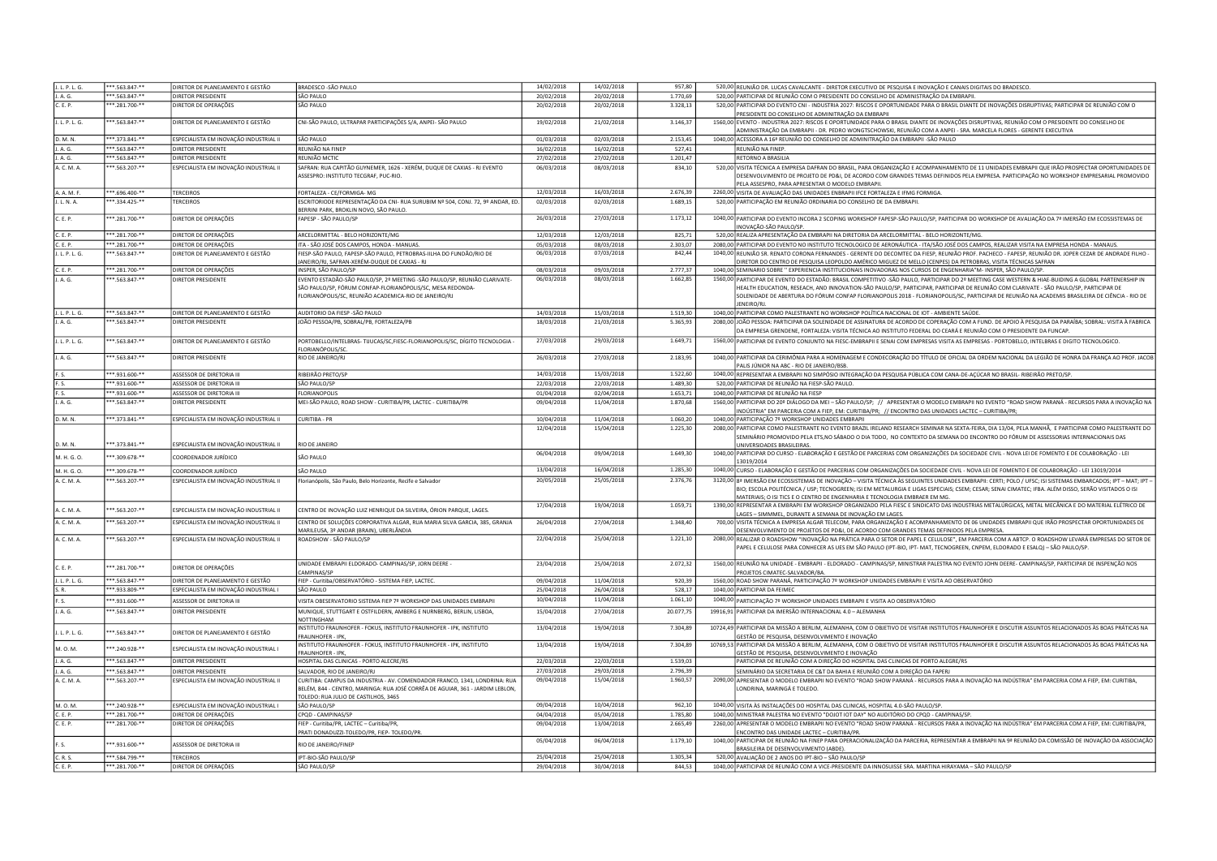| | | | | | | | | |
|---|---|---|---|---|---|---|---|---|
| J. L. P. L. G. | ***.563.847-** | DIRETOR DE PLANEJAMENTO E GESTÃO | BRADESCO -SÃO PAULO | 14/02/2018 | 14/02/2018 | 957,80 | 520,00 | REUNIÃO DR. LUCAS CAVALCANTE - DIRETOR EXECUTIVO DE PESQUISA E INOVAÇÃO E CANAIS DIGITAIS DO BRADESCO. |
| J. A. G. | ***.563.847-** | DIRETOR PRESIDENTE | SÃO PAULO | 20/02/2018 | 20/02/2018 | 1.770,69 | 520,00 | PARTICIPAR DE REUNIÃO COM O PRESIDENTE DO CONSELHO DE ADMINISTRAÇÃO DA EMBRAPII |
| C. E. P. | ***.281.700-** | DIRETOR DE OPERAÇÕES | SÃO PAULO | 20/02/2018 | 20/02/2018 | 3.328,13 | 520,00 | PARTICIPAR DO EVENTO CNI - INDUSTRIA 2027: RISCOS E OPORTUNIDADE PARA O BRASIL DIANTE DE INOVAÇÕES DISRUPTIVAS; PARTICIPAR DE REUNIÃO COM O PRESIDENTE DO CONSELHO DE ADMINISTRAÇÃO DA EMBRAPII |
| J. L. P. L. G. | ***.563.847-** | DIRETOR DE PLANEJAMENTO E GESTÃO | CNI-SÃO PAULO, ULTRAPAR PARTICIPAÇÕES S/A, ANPEI- SÃO PAULO | 19/02/2018 | 21/02/2018 | 3.146,37 | 1560,00 | EVENTO - INDUSTRIA 2027: RISCOS E OPORTUNIDADE PARA O BRASIL DIANTE DE INOVAÇÕES DISRUPTIVAS, REUNIÃO COM O PRESIDENTE DO CONSELHO DE ADMINISTRAÇÃO DA EMBRAPII - DR. PEDRO WONGTSCHOWSKI, REUNIÃO COM A ANPEI - SRA. MARCELA FLORES - GERENTE EXECUTIVA |
| D. M. N. | ***.373.841-** | ESPECIALISTA EM INOVAÇÃO INDUSTRIAL II | SÃO PAULO | 01/03/2018 | 02/03/2018 | 2.153,45 | 1040,00 | ACESSORA A 16ª REUNIÃO DO CONSELHO DE ADMINITRAÇÃO DA EMBRAPII -SÃO PAULO |
| J. A. G. | ***.563.847-** | DIRETOR PRESIDENTE | REUNIÃO NA FINEP | 16/02/2018 | 16/02/2018 | 527,41 | | REUNIÃO NA FINEP. |
| J. A. G. | ***.563.847-** | DIRETOR PRESIDENTE | REUNIÃO MCTIC | 27/02/2018 | 27/02/2018 | 1.201,47 | | RETORNO A BRASILIA |
| A. C. M. A. | ***.563.207-** | ESPECIALISTA EM INOVAÇÃO INDUSTRIAL II | SAFRAN: RUA CAPITÃO GUYNEMER, 1626 - XERÉM, DUQUE DE CAXIAS - RJ EVENTO ASSESPRO: INSTITUTO TECGRAF, PUC-RIO. | 06/03/2018 | 08/03/2018 | 834,10 | 520,00 | VISITA TÉCNICA A EMPRESA DAFRAN DO BRASIL, PARA ORGANIZAÇÃO E ACOMPANHAMENTO DE 11 UNIDADES EMBRAPII QUE IRÃO PROSPECTAR OPORTUNIDADES DE DESENVOLVIMENTO DE PROJETO DE PD&I, DE ACORDO COM GRANDES TEMAS DEFINIDOS PELA EMPRESA. PARTICIPAÇÃO NO WORKSHOP EMPRESARIAL PROMOVIDO PELA ASSESPRO, PARA APRESENTAR O MODELO EMBRAPII. |
| A. A. M. F. | ***.696.400-** | TERCEIROS | FORTALEZA - CE/FORMIGA- MG | 12/03/2018 | 16/03/2018 | 2.676,39 | 2260,00 | VISITA DE AVALIAÇÃO DAS UNIDADES ENBRAPII IFCE FORTALEZA E IFMG FORMIGA. |
| J. L. N. A. | ***.334.425-** | TERCEIROS | ESCRITORIODE REPRESENTAÇÃO DA CNI- RUA SURUBIM Nº 504, CONJ. 72, 9º ANDAR, ED. BERRINI PARK, BROKLIN NOVO, SÃO PAULO. | 02/03/2018 | 02/03/2018 | 1.689,15 | 520,00 | PARTICIPAÇÃO EM REUNIÃO ORDINARIA DO CONSELHO DE DA EMBRAPII. |
| C. E. P. | ***.281.700-** | DIRETOR DE OPERAÇÕES | FAPESP - SÃO PAULO/SP | 26/03/2018 | 27/03/2018 | 1.173,12 | 1040,00 | PARTICIPAR DO EVENTO INCORA 2 SCOPING WORKSHOP FAPESP-SÃO PAULO/SP, PARTICIPAR DO WORKSHOP DE AVALIAÇÃO DA 7ª IMERSÃO EM ECOSSISTEMAS DE INOVAÇÃO-SÃO PAULO/SP. |
| C. E. P. | ***.281.700-** | DIRETOR DE OPERAÇÕES | ARCELORMITTAL - BELO HORIZONTE/MG | 12/03/2018 | 12/03/2018 | 825,71 | 520,00 | REALIZA APRESENTAÇÃO DA EMBRAPII NA DIRETORIA DA ARCELORMITTAL - BELO HORIZONTE/MG. |
| C. E. P. | ***.281.700-** | DIRETOR DE OPERAÇÕES | ITA - SÃO JOSÉ DOS CAMPOS, HONDA - MANUAS. | 05/03/2018 | 08/03/2018 | 2.303,07 | 2080,00 | PARTICIPAR DO EVENTO NO INSTITUTO TECNOLOGICO DE AERONÁUTICA - ITA/SÃO JOSÉ DOS CAMPOS, REALIZAR VISITA NA EMPRESA HONDA - MANAUS. |
| J. L. P. L. G. | ***.563.847-** | DIRETOR DE PLANEJAMENTO E GESTÃO | FIESP-SÃO PAULO, FAPESP-SÃO PAULO, PETROBRAS-ILHA DO FUNDÃO/RIO DE JANEIRO/RJ, SAFRAN-XERÉM-DUQUE DE CAXIAS - RJ | 06/03/2018 | 07/03/2018 | 842,44 | 1040,00 | REUNIÃO SR. RENATO CORONA FERNANDES - GERENTE DO DECOMTEC DA FIESP, REUNIÃO PROF. PACHECO - FAPESP, REUNIÃO DR. JOPER CEZAR DE ANDRADE FILHO - DIRETOR DO CENTRO DE PESQUISA LEOPOLDO AMÉRICO MIGUEZ DE MELLO (CENPES) DA PETROBRAS, VISITA TÉCNICAS SAFRAN |
| C. E. P. | ***.281.700-** | DIRETOR DE OPERAÇÕES | INSPER, SÃO PAULO/SP | 08/03/2018 | 09/03/2018 | 2.777,37 | 1040,00 | SEMINARIO SOBRE " EXPERIENCIA INSTITUCIONAIS INOVADORAS NOS CURSOS DE ENGENHARIA"M- INSPER, SÃO PAULO/SP. |
| J. A. G. | ***.563.847-** | DIRETOR PRESIDENTE | EVENTO ESTADÃO-SÃO PAULO/SP, 2º MEETING -SÃO PAULO/SP, REUNIÃO CLARIVATE-SÃO PAULO/SP, FÓRUM CONFAP-FLORIANÓPOLIS/SC, MESA REDONDA-FLORIANÓPOLIS/SC, REUNIÃO ACADEMICA-RIO DE JANEIRO/RJ | 06/03/2018 | 08/03/2018 | 1.662,85 | 1560,00 | PARTICIPAR DE EVENTO DO ESTADÃO: BRASIL COMPETITIVO -SÃO PAULO, PARTICIPAR DO 2º MEETING CASE WESTERN & HIAE-BUIDING A GLOBAL PARTENERSHIP IN HEALTH EDUCATION, RESEACH, AND INNOVATION-SÃO PAULO/SP, PARTICIPAR, PARTICIPAR DE REUNIÃO COM CLARIVATE - SÃO PAULO/SP, PARTICIPAR DE SOLENIDADE DE ABERTURA DO FÓRUM CONFAP FLORIANOPOLIS 2018 - FLORIANOPOLIS/SC, PARTICIPAR DE REUNIÃO NA ACADEMIS BRASILEIRA DE CIÊNCIA - RIO DE JENEIRO/RJ. |
| J. L. P. L. G. | ***.563.847-** | DIRETOR DE PLANEJAMENTO E GESTÃO | AUDITORIO DA FIESP - SÃO PAULO | 14/03/2018 | 15/03/2018 | 1.519,30 | 1040,00 | PARTICIPAR COMO PALESTRANTE NO WORKSHOP POLÍTICA NACIONAL DE IOT - AMBIENTE SAÚDE. |
| J. A. G. | ***.563.847-** | DIRETOR PRESIDENTE | JOÃO PESSOA/PB, SOBRAL/PB, FORTALEZA/PB | 18/03/2018 | 21/03/2018 | 5.365,93 | 2080,00 | JOÃO PESSOA: PARTICIPAR DA SOLENIDADE DE ASSINATURA DE ACORDO DE COPERAÇÃO COM A FUND. DE APOIO À PESQUISA DA PARAÍBA; SOBRAL: VISITA À FABRICA DA EMPRESA GRENDENE, FORTALEZA: VISITA TÉCNICA AO INSTITUTO FEDERAL DO CEARÁ E REUNIÃO COM O PRESIDENTE DA FUNCAP. |
| J. L. P. L. G. | ***.563.847-** | DIRETOR DE PLANEJAMENTO E GESTÃO | PORTOBELLO/INTELBRAS- TIJUCAS/SC,FIESC-FLORIANOPOLIS/SC, DÍGITO TECNOLOGIA - FLORIANÓPOLIS/SC. | 27/03/2018 | 29/03/2018 | 1.649,71 | 1560,00 | PARTICIPAR DO EVENTO CONJUNTO NA FIESC-EMBRAPII E SENAI COM EMPRESAS VISITA AS EMPRESAS - PORTOBELLO, INTELBRAS E DIGITO TECNOLOGICO. |
| J. A. G. | ***.563.847-** | DIRETOR PRESIDENTE | RIO DE JANEIRO/RJ | 26/03/2018 | 27/03/2018 | 2.183,95 | 1040,00 | PARTICIPAR DA CERIMÔNIA PARA A HOMENAGEM E CONDECORAÇÃO DO TÍTULO DE OFICIAL DA ORDEM NACIONAL DA LEGIÃO DE HONRA DA FRANÇA AO PROF. JACOB PALIS JÚNIOR NA ABC - RIO DE JANEIRO/BSB. |
| F. S. | ***.931.600-** | ASSESSOR DE DIRETORIA III | RIBEIRÃO PRETO/SP | 14/03/2018 | 15/03/2018 | 1.522,60 | 1040,00 | REPRESENTAR A EMBRAPII NO SIMPÓSIO INTEGRAÇÃO DA PESQUISA PÚBLICA COM CANA-DE-AÇÚCAR NO BRASIL- RIBEIRÃO PRETO/SP. |
| F. S. | ***.931.600-** | ASSESSOR DE DIRETORIA III | SÃO PAULO/SP | 22/03/2018 | 22/03/2018 | 1.489,30 | 520,00 | PARTICIPAR DE REUNIÃO NA FIESP-SÃO PAULO. |
| F. S. | ***.931.600-** | ASSESSOR DE DIRETORIA III | FLORIANOPOLIS | 01/04/2018 | 02/04/2018 | 1.653,71 | 1040,00 | PARTICIPAR DE REUNIÃO NA FIESP |
| J. A. G. | ***.563.847-** | DIRETOR PRESIDENTE | MEI-SÃO PAULO, ROAD SHOW - CURITIBA/PR, LACTEC - CURITIBA/PR | 09/04/2018 | 11/04/2018 | 1.870,68 | 1560,00 | PARTICIPAR DO 20º DIÁLOGO DA MEI – SÃO PAULO/SP; // APRESENTAR O MODELO EMBRAPII NO EVENTO "ROAD SHOW PARANÁ - RECURSOS PARA A INOVAÇÃO NA INDÚSTRIA" EM PARCERIA COM A FIEP, EM: CURITIBA/PR; // ENCONTRO DAS UNIDADES LACTEC – CURITIBA/PR; |
| D. M. N. | ***.373.841-** | ESPECIALISTA EM INOVAÇÃO INDUSTRIAL II | CURITIBA - PR | 10/04/2018 | 11/04/2018 | 1.060,20 | 1040,00 | PARTICIPAÇÃO 7º WORKSHOP UNIDADES EMBRAPII |
| D. M. N. | ***.373.841-** | ESPECIALISTA EM INOVAÇÃO INDUSTRIAL II | RIO DE JANEIRO | 12/04/2018 | 15/04/2018 | 1.225,30 | 2080,00 | PARTICIPAR COMO PALESTRANTE NO EVENTO BRAZIL IRELAND RESEARCH SEMINAR NA SEXTA-FEIRA, DIA 13/04, PELA MANHÃ, E PARTICIPAR COMO PALESTRANTE DO SEMINÁRIO PROMOVIDO PELA ETS,NO SÁBADO O DIA TODO, NO CONTEXTO DA SEMANA DO ENCONTRO DO FÓRUM DE ASSESSORIAS INTERNACIONAIS DAS UNIVERSIDADES BRASILEIRAS. |
| M. H. G. O. | ***.309.678-** | COORDENADOR JURÍDICO | SÃO PAULO | 06/04/2018 | 09/04/2018 | 1.649,30 | 1040,00 | PARTICIPAR DO CURSO - ELABORAÇÃO E GESTÃO DE PARCERIAS COM ORGANIZAÇÕES DA SOCIEDADE CIVIL - NOVA LEI DE FOMENTO E DE COLABORAÇÃO - LEI 13019/2014 |
| M. H. G. O. | ***.309.678-** | COORDENADOR JURÍDICO | SÃO PAULO | 13/04/2018 | 16/04/2018 | 1.285,30 | 1040,00 | CURSO - ELABORAÇÃO E GESTÃO DE PARCERIAS COM ORGANIZAÇÕES DA SOCIEDADE CIVIL - NOVA LEI DE FOMENTO E DE COLABORAÇÃO - LEI 13019/2014 |
| A. C. M. A. | ***.563.207-** | ESPECIALISTA EM INOVAÇÃO INDUSTRIAL II | Florianópolis, São Paulo, Belo Horizonte, Recife e Salvador | 20/05/2018 | 25/05/2018 | 2.376,76 | 3120,00 | 8ª IMERSÃO EM ECOSSISTEMAS DE INOVAÇÃO – VISITA TÉCNICA ÀS SEGUINTES UNIDADES EMBRAPII: CERTI; POLO / UFSC; ISI SISTEMAS EMBARCADOS; IPT – MAT; IPT – BIO; ESCOLA POLITÉCNICA / USP; TECNOGREEN; ISI EM METALURGIA E LIGAS ESPECIAIS; CSEM; CESAR; SENAI CIMATEC; FIBA. ALÉM DISSO, SERÃO VISITADOS O ISI MATERIAIS; O ISI TICS E O CENTRO DE ENGENHARIA E TECNOLOGIA EMBRAER EM MG. |
| A. C. M. A. | ***.563.207-** | ESPECIALISTA EM INOVAÇÃO INDUSTRIAL II | CENTRO DE INOVAÇÃO LUIZ HENRIQUE DA SILVEIRA, ÓRION PARQUE, LAGES. | 17/04/2018 | 19/04/2018 | 1.059,71 | 1390,00 | REPRESENTAR A EMBRAPII EM WORKSHOP ORGANIZADO PELA FIESC E SINDICATO DAS INDUSTRIAS METALÚRGICAS, METAL MECÂNICA E DO MATERIAL ELÉTRICO DE LAGES – SIMMMEL, DURANTE A SEMANA DE INOVAÇÃO EM LAGES. |
| A. C. M. A. | ***.563.207-** | ESPECIALISTA EM INOVAÇÃO INDUSTRIAL II | CENTRO DE SOLUÇÕES CORPORATIVA ALGAR, RUA MARIA SILVA GARCIA, 385, GRANJA MARILEUSA, 3º ANDAR (BRAIN), UBERLÂNDIA | 26/04/2018 | 27/04/2018 | 1.348,40 | 700,00 | VISITA TÉCNICA A EMPRESA ALGAR TELECOM, PARA ORGANIZAÇÃO E ACOMPANHAMENTO DE 06 UNIDADES EMBRAPII QUE IRÃO PROSPECTAR OPORTUNIDADES DE DESENVOLVIMENTO DE PROJETOS DE PD&I, DE ACORDO COM GRANDES TEMAS DEFINIDOS PELA EMPRESA. |
| A. C. M. A. | ***.563.207-** | ESPECIALISTA EM INOVAÇÃO INDUSTRIAL II | ROADSHOW - SÃO PAULO/SP | 22/04/2018 | 25/04/2018 | 1.221,10 | 2080,00 | REALIZAR O ROADSHOW "INOVAÇÃO NA PRÁTICA PARA O SETOR DE PAPEL E CELULOSE", EM PARCERIA COM A ABTCP. O ROADSHOW LEVARÁ EMPRESAS DO SETOR DE PAPEL E CELULOSE PARA CONHECER AS UES EM SÃO PAULO (IPT-BIO, IPT- MAT, TECNOGREEN, CNPEM, ELDORADO E ESALQ) – SÃO PAULO/SP. |
| C. E. P. | ***.281.700-** | DIRETOR DE OPERAÇÕES | UNIDADE EMBRAPII ELDORADO- CAMPINAS/SP, JORN DEERE - CAMPINAS/SP | 23/04/2018 | 25/04/2018 | 2.072,32 | 1560,00 | REUNIÃO NA UNIDADE - EMBRAPII - ELDORADO - CAMPINAS/SP, MINISTRAR PALESTRA NO EVENTO JOHN DEERE- CAMPINAS/SP, PARTICIPAR DE INSPENÇÃO NOS PROJETOS CIMATEC-SALVADOR/BA. |
| J. L. P. L. G. | ***.563.847-** | DIRETOR DE PLANEJAMENTO E GESTÃO | FIEP - Curitiba/OBSERVATÓRIO - SISTEMA FIEP, LACTEC. | 09/04/2018 | 11/04/2018 | 920,39 | 1560,00 | ROAD SHOW PARANÁ, PARTICIPAÇÃO 7º WORKSHOP UNIDADES EMBRAPII E VISITA AO OBSERVATÓRIO |
| S. R. | ***.933.809-** | ESPECIALISTA EM INOVAÇÃO INDUSTRIAL I | SÃO PAULO | 25/04/2018 | 26/04/2018 | 528,17 | 1040,00 | PARTICIPAR DA FEIMEC |
| F. S. | ***.931.600-** | ASSESSOR DE DIRETORIA III | VISITA OBSERVATORIO SISTEMA FIEP 7º WORKSHOP DAS UNIDADES EMBRAPII | 10/04/2018 | 11/04/2018 | 1.061,10 | 1040,00 | PARTICIPAÇÃO 7º WORKSHOP UNIDADES EMBRAPII E VISITA AO OBSERVATÓRIO |
| J. A. G. | ***.563.847-** | DIRETOR PRESIDENTE | MUNIQUE, STUTTGART E OSTFILDERN, AMBERG E NURNBERG, BERLIN, LISBOA, NOTTINGHAM | 15/04/2018 | 27/04/2018 | 20.077,75 | 19916,91 | PARTICIPAR DA IMERSÃO INTERNACIONAL 4.0 – ALEMANHA |
| J. L. P. L. G. | ***.563.847-** | DIRETOR DE PLANEJAMENTO E GESTÃO | INSTITUTO FRAUNHOFER - FOKUS, INSTITUTO FRAUNHOFER - IPK, INSTITUTO FRAUNHOFER - IPK, | 13/04/2018 | 19/04/2018 | 7.304,89 | 10724,49 | PARTICIPAR DA MISSÃO A BERLIM, ALEMANHA, COM O OBJETIVO DE VISITAR INSTITUTOS FRAUNHOFER E DISCUTIR ASSUNTOS RELACIONADOS ÀS BOAS PRÁTICAS NA GESTÃO DE PESQUISA, DESENVOLVIMENTO E INOVAÇÃO |
| M. O. M. | ***.240.928-** | ESPECIALISTA EM INOVAÇÃO INDUSTRIAL I | INSTITUTO FRAUNHOFER - FOKUS, INSTITUTO FRAUNHOFER - IPK, INSTITUTO FRAUNHOFER - IPK, | 13/04/2018 | 19/04/2018 | 7.304,89 | 10769,53 | PARTICIPAR DA MISSÃO A BERLIM, ALEMANHA, COM O OBJETIVO DE VISITAR INSTITUTOS FRAUNHOFER E DISCUTIR ASSUNTOS RELACIONADOS ÀS BOAS PRÁTICAS NA GESTÃO DE PESQUISA, DESENVOLVIMENTO E INOVAÇÃO |
| J. A. G. | ***.563.847-** | DIRETOR PRESIDENTE | HOSPITAL DAS CLINICAS - PORTO ALECRE/RS | 22/03/2018 | 22/03/2018 | 1.539,03 | | PARTICIPAR DE REUNIÃO COM A DIREÇÃO DO HOSPITAL DAS CLINICAS DE PORTO ALEGRE/RS |
| J. A. G. | ***.563.847-** | DIRETOR PRESIDENTE | SALVADOR, RIO DE JANEIRO/RJ | 27/03/2018 | 29/03/2018 | 2.796,39 | | SEMINÁRIO DA SECRETARIA DE C&T DA BAHIA E REUNIÃO COM A DIREÇÃO DA FAPERJ |
| A. C. M. A. | ***.563.207-** | ESPECIALISTA EM INOVAÇÃO INDUSTRIAL II | CURITIBA: CAMPUS DA INDUSTRIA - AV. COMENDADOR FRANCO, 1341, LONDRINA: RUA BELÉM, 844 - CENTRO, MARINGA: RUA JOSÉ CORRÊA DE AGUIAR, 361 - JARDIM LEBLON, TOLEDO: RUA JULIO DE CASTILHOS, 3465 | 09/04/2018 | 15/04/2018 | 1.960,57 | 2090,00 | APRESENTAR O MODELO EMBRAPII NO EVENTO "ROAD SHOW PARANÁ - RECURSOS PARA A INOVAÇÃO NA INDÚSTRIA" EM PARCERIA COM A FIEP, EM: CURITIBA, LONDRINA, MARINGÁ E TOLEDO. |
| M. O. M. | ***.240.928-** | ESPECIALISTA EM INOVAÇÃO INDUSTRIAL I | SÃO PAULO/SP | 09/04/2018 | 10/04/2018 | 962,10 | 1040,00 | VISITA ÀS INSTALAÇÕES DO HOSPITAL DAS CLINICAS, HOSPITAL 4.0-SÃO PAULO/SP. |
| C. E. P. | ***.281.700-** | DIRETOR DE OPERAÇÕES | CPQD - CAMPINAS/SP | 04/04/2018 | 05/04/2018 | 1.785,80 | 1040,00 | MINISTRAR PALESTRA NO EVENTO "DOJOT IOT DAY" NO AUDITÓRIO DO CPQD - CAMPINAS/SP. |
| C. E. P. | ***.281.700-** | DIRETOR DE OPERAÇÕES | FIEP - Curitiba/PR, LACTEC – Curitiba/PR, PRATI DONADUZZI-TOLEDO/PR, FIEP- TOLEDO/PR. | 09/04/2018 | 13/04/2018 | 2.665,49 | 2260,00 | APRESENTAR O MODELO EMBRAPII NO EVENTO "ROAD SHOW PARANÁ - RECURSOS PARA A INOVAÇÃO NA INDÚSTRIA" EM PARCERIA COM A FIEP, EM: CURITIBA/PR, ENCONTRO DAS UNIDADE LACTEC – CURITIBA/PR. |
| F. S. | ***.931.600-** | ASSESSOR DE DIRETORIA III | RIO DE JANEIRO/FINEP | 05/04/2018 | 06/04/2018 | 1.179,10 | 1040,00 | PARTICIPAR DE REUNIÃO NA FINEP PARA OPERACIONALIZAÇÃO DA PARCERIA, REPRESENTAR A EMBRAPII NA 9ª REUNIÃO DA COMISSÃO DE INOVAÇÃO DA ASSOCIAÇÃO BRASILEIRA DE DESENVOLVIMENTO (ABDE). |
| C. R. S. | ***.584.799-** | TERCEIROS | IPT-BIO-SÃO PAULO/SP | 25/04/2018 | 25/04/2018 | 1.305,34 | 520,00 | AVALIAÇÃO DE 2 ANOS DO IPT-BIO – SÃO PAULO/SP |
| C. E. P. | ***.281.700-** | DIRETOR DE OPERAÇÕES | SÃO PAULO/SP | 29/04/2018 | 30/04/2018 | 844,53 | 1040,00 | PARTICIPAR DE REUNIÃO COM A VICE-PRESIDENTE DA INNOSUISSE SRA. MARTINA HIRAYAMA – SÃO PAULO/SP |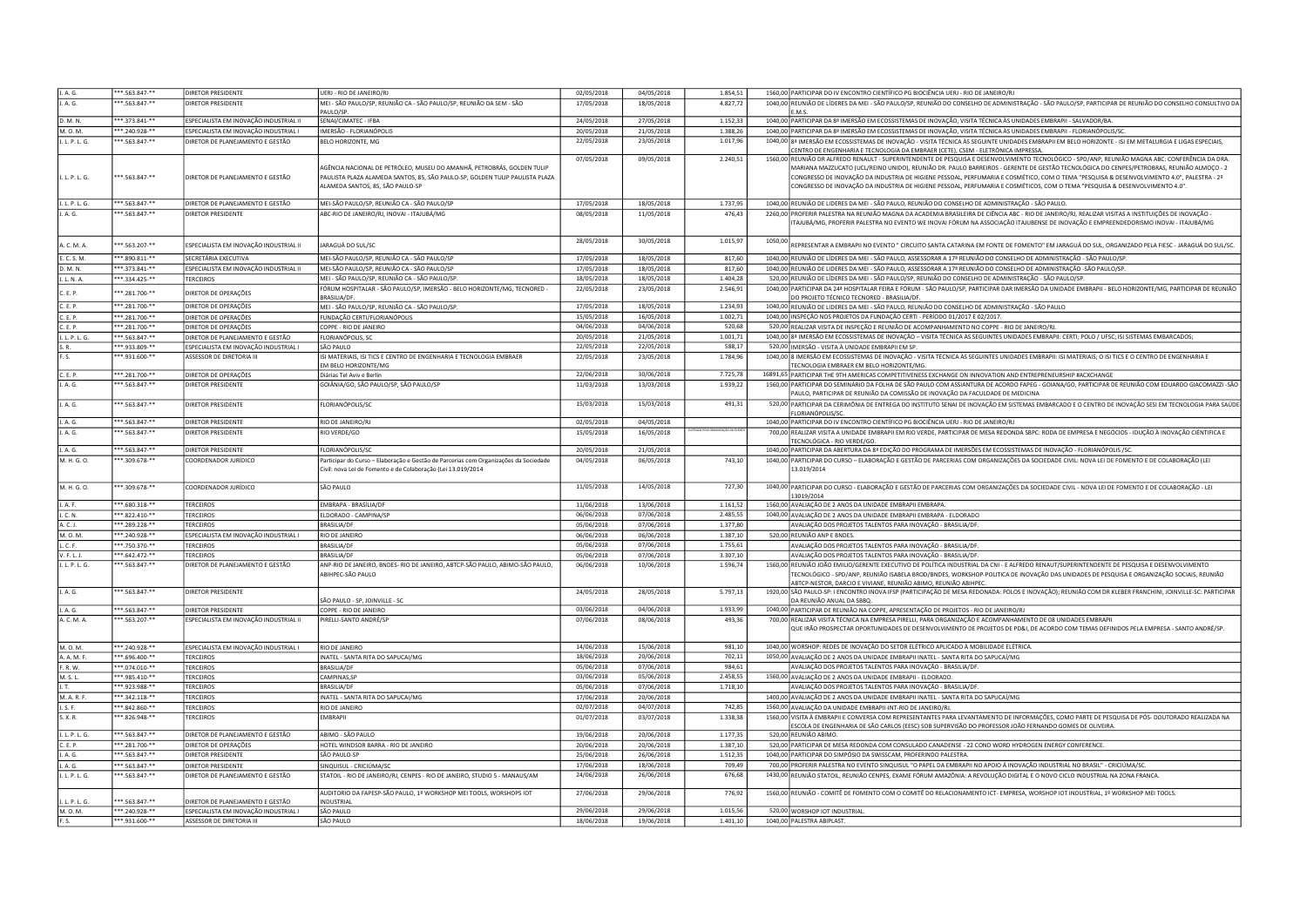| J. A. G. | ***.563.847-** | DIRETOR PRESIDENTE | UERJ - RIO DE JANEIRO/RJ | 02/05/2018 | 04/05/2018 | 1.854,51 | 1560,00 | PARTICIPAR DO IV ENCONTRO CIENTÍFICO PG BIOCIÊNCIA UERJ - RIO DE JANEIRO/RJ |
|---|---|---|---|---|---|---|---|---|
| J. A. G. | ***.563.847-** | DIRETOR PRESIDENTE | MEI - SÃO PAULO/SP, REUNIÃO CA - SÃO PAULO/SP, REUNIÃO DA SEM - SÃO PAULO/SP. | 17/05/2018 | 18/05/2018 | 4.827,72 | 1040,00 | REUNIÃO DE LÍDERES DA MEI - SÃO PAULO/SP, REUNIÃO DO CONSELHO DE ADMINISTRAÇÃO - SÃO PAULO/SP, PARTICIPAR DE REUNIÃO DO CONSELHO CONSULTIVO DA E.M.S. |
| D. M. N. | ***.373.841-** | ESPECIALISTA EM INOVAÇÃO INDUSTRIAL II | SENAI/CIMATEC - IFBA | 24/05/2018 | 27/05/2018 | 1.152,33 | 1040,00 | PARTICIPAR DA 8ª IMERSÃO EM ECOSSISTEMAS DE INOVAÇÃO, VISITA TÉCNICA ÀS UNIDADES EMBRAPII - SALVADOR/BA. |
| M. O. M. | ***.240.928-** | ESPECIALISTA EM INOVAÇÃO INDUSTRIAL I | IMERSÃO - FLORIANÓPOLIS | 20/05/2018 | 21/05/2018 | 1.388,26 | 1040,00 | PARTICIPAR DA 8ª IMERSÃO EM ECOSSISTEMAS DE INOVAÇÃO, VISITA TÉCNICA ÀS UNIDADES EMBRAPII - FLORIANÓPOLIS/SC. |
| J. L. P. L. G. | ***.563.847-** | DIRETOR DE PLANEJAMENTO E GESTÃO | BELO HORIZONTE, MG | 22/05/2018 | 23/05/2018 | 1.017,96 | 1040,00 | 8ª IMERSÃO EM ECOSSISTEMAS DE INOVAÇÃO - VISITA TÉCNICA ÀS SEGUINTE UNIDADES EMBRAPII EM BELO HORIZONTE - ISI EM METALURGIA E LIGAS ESPECIAIS, CENTRO DE ENGENHARIA E TECNOLOGIA DA EMBRAER (CETE), CSEM - ELETRÔNICA IMPRESSA. |
| J. L. P. L. G. | ***.563.847-** | DIRETOR DE PLANEJAMENTO E GESTÃO | AGÊNCIA NACIONAL DE PETRÓLEO, MUSEU DO AMANHÃ, PETROBRÁS, GOLDEN TULIP PAULISTA PLAZA ALAMEDA SANTOS, 85, SÃO PAULO-SP, GOLDEN TULIP PAULISTA PLAZA ALAMEDA SANTOS, 85, SÃO PAULO-SP | 07/05/2018 | 09/05/2018 | 2.240,51 | 1560,00 | REUNIÃO DR ALFREDO RENAULT - SUPERINTENDENTE DE PESQUISA E DESENVOLVIMENTO TECNOLÓGICO - SPD/ANP, REUNIÃO MAGNA ABC: CONFERÊNCIA DA DRA. MARIANA MAZZUCATO (UCL/REINO UNIDO), REUNIÃO DR. PAULO BARREIROS - GERENTE DE GESTÃO TECNOLÓGICA DO CENPES/PETROBRAS, REUNIÃO ALMOÇO - 2 CONGRESSO DE INOVAÇÃO DA INDUSTRIA DE HIGIENE PESSOAL, PERFUMARIA E COSMÉTICO, COM O TEMA "PESQUISA & DESENVOLVIMENTO 4.0", PALESTRA - 2º CONGRESSO DE INOVAÇÃO DA INDUSTRIA DE HIGIENE PESSOAL, PERFUMARIA E COSMÉTICOS, COM O TEMA "PESQUISA & DESENVOLVIMENTO 4.0". |
| J. L. P. L. G. | ***.563.847-** | DIRETOR DE PLANEJAMENTO E GESTÃO | MEI-SÃO PAULO/SP, REUNIÃO CA - SÃO PAULO/SP | 17/05/2018 | 18/05/2018 | 1.737,95 | 1040,00 | REUNIÃO DE LIDERES DA MEI - SÃO PAULO, REUNIÃO DO CONSELHO DE ADMINISTRAÇÃO - SÃO PAULO. |
| J. A. G. | ***.563.847-** | DIRETOR PRESIDENTE | ABC-RIO DE JANEIRO/RJ, INOVAI - ITAJUBÁ/MG | 08/05/2018 | 11/05/2018 | 476,43 | 2260,00 | PROFERIR PALESTRA NA REUNIÃO MAGNA DA ACADEMIA BRASILEIRA DE CIÊNCIA ABC - RIO DE JANEIRO/RJ, REALIZAR VISITAS A INSTITUIÇÕES DE INOVAÇÃO - ITAJUBÁ/MG, PROFERIR PALESTRA NO EVENTO WE INOVAI FÓRUM NA ASSOCIAÇÃO ITAJUBENSE DE INOVAÇÃO E EMPREENDEDORISMO INOVAI - ITAJUBÁ/MG |
| A. C. M. A. | ***.563.207-** | ESPECIALISTA EM INOVAÇÃO INDUSTRIAL II | JARAGUÁ DO SUL/SC | 28/05/2018 | 30/05/2018 | 1.015,97 | 1050,00 | REPRESENTAR A EMBRAPII NO EVENTO " CIRCUITO SANTA CATARINA EM FONTE DE FOMENTO" EM JARAGUÁ DO SUL, ORGANIZADO PELA FIESC - JARAGUÁ DO SUL/SC. |
| E. C. S. M. | ***.890.811-** | SECRETÁRIA EXECUTIVA | MEI-SÃO PAULO/SP, REUNIÃO CA - SÃO PAULO/SP | 17/05/2018 | 18/05/2018 | 817,60 | 1040,00 | REUNIÃO DE LÍDERES DA MEI - SÃO PAULO, ASSESSORAR A 17ª REUNIÃO DO CONSELHO DE ADMINISTRAÇÃO - SÃO PAULO/SP. |
| D. M. N. | ***.373.841-** | ESPECIALISTA EM INOVAÇÃO INDUSTRIAL II | MEI-SÃO PAULO/SP, REUNIÃO CA - SÃO PAULO/SP | 17/05/2018 | 18/05/2018 | 817,60 | 1040,00 | REUNIÃO DE LÍDERES DA MEI - SÃO PAULO, ASSESSORAR A 17ª REUNIÃO DO CONSELHO DE ADMINISTRAÇÃO -SÃO PAULO/SP. |
| J. L. N. A. | ***.334.425-** | TERCEIROS | MEI - SÃO PAULO/SP, REUNIÃO CA - SÃO PAULO/SP. | 18/05/2018 | 18/05/2018 | 1.404,28 | 520,00 | REUNIÃO DE LÍDERES DA MEI - SÃO PAULO/SP, REUNIÃO DO CONSELHO DE ADMINISTRAÇÃO - SÃO PAULO/SP. |
| C. E. P. | ***.281.700-** | DIRETOR DE OPERAÇÕES | FÓRUM HOSPITALAR - SÃO PAULO/SP, IMERSÃO - BELO HORIZONTE/MG, TECNORED - BRASILIA/DF. | 22/05/2018 | 23/05/2018 | 2.546,91 | 1040,00 | PARTICIPAR DA 24ª HOSPITALAR FEIRA E FÓRUM - SÃO PAULO/SP, PARTICIPAR DAR IMERSÃO DA UNIDADE EMBRAPII - BELO HORIZONTE/MG, PARTICIPAR DE REUNIÃO DO PROJETO TÉCNICO TECNORED - BRASILIA/DF. |
| C. E. P. | ***.281.700-** | DIRETOR DE OPERAÇÕES | MEI - SÃO PAULO/SP, REUNIÃO CA - SÃO PAULO/SP. | 17/05/2018 | 18/05/2018 | 1.234,93 | 1040,00 | REUNIÃO DE LÍDERES DA MEI - SÃO PAULO, REUNIÃO DO CONSELHO DE ADMINISTRAÇÃO - SÃO PAULO |
| C. E. P. | ***.281.700-** | DIRETOR DE OPERAÇÕES | FUNDAÇÃO CERTI/FLORIANÓPOLIS | 15/05/2018 | 16/05/2018 | 1.002,71 | 1040,00 | INSPEÇÃO NOS PROJETOS DA FUNDAÇÃO CERTI - PERÍODO 01/2017 E 02/2017. |
| C. E. P. | ***.281.700-** | DIRETOR DE OPERAÇÕES | COPPE - RIO DE JANEIRO | 04/06/2018 | 04/06/2018 | 520,68 | 520,00 | REALIZAR VISITA DE INSPEÇÃO E REUNIÃO DE ACOMPANHAMENTO NO COPPE - RIO DE JANEIRO/RJ. |
| J. L. P. L. G. | ***.563.847-** | DIRETOR DE PLANEJAMENTO E GESTÃO | FLORIANÓPOLIS, SC | 20/05/2018 | 21/05/2018 | 1.001,71 | 1040,00 | 8ª IMERSÃO EM ECOSSISTEMAS DE INOVAÇÃO – VISITA TÉCNICA ÀS SEGUINTES UNIDADES EMBRAPII: CERTI; POLO / UFSC; ISI SISTEMAS EMBARCADOS; |
| S. R. | ***.933.809-** | ESPECIALISTA EM INOVAÇÃO INDUSTRIAL I | SÃO PAULO | 22/05/2018 | 22/05/2018 | 588,17 | 520,00 | IMERSÃO - VISITA À UNIDADE EMBRAPII EM SP. |
| F. S. | ***.931.600-** | ASSESSOR DE DIRETORIA III | ISI MATERIAIS, ISI TICS E CENTRO DE ENGENHARIA E TECNOLOGIA EMBRAER EM BELO HORIZONTE/MG | 22/05/2018 | 23/05/2018 | 1.784,96 | 1040,00 | 8 IMERSÃO EM ECOSSISTEMAS DE INOVAÇÃO - VISITA TÉCNICA ÀS SEGUINTES UNIDADES EMBRAPII: ISI MATERIAIS; O ISI TICS E O CENTRO DE ENGENHARIA E TECNOLOGIA EMBRAER EM BELO HORIZONTE/MG. |
| C. E. P. | ***.281.700-** | DIRETOR DE OPERAÇÕES | Diárias Tel Aviv e Berlin | 22/06/2018 | 30/06/2018 | 7.725,78 | 16891,65 | PARTICIPAR THE 9TH AMERICAS COMPETITIVENESS EXCHANGE ON INNOVATION AND ENTREPRENEURSHIP #ACXCHANGE |
| J. A. G. | ***.563.847-** | DIRETOR PRESIDENTE | GOIÂNIA/GO, SÃO PAULO/SP, SÃO PAULO/SP | 11/03/2018 | 13/03/2018 | 1.939,22 | 1560,00 | PARTICIPAR DO SEMINÁRIO DA FOLHA DE SÃO PAULO COM ASSIANTURA DE ACORDO FAPEG - GOIANA/GO, PARTICIPAR DE REUNIÃO COM EDUARDO GIACOMAZZI -SÃO PAULO, PARTICIPAR DE REUNIÃO DA COMISSÃO DE INOVAÇÃO DA FACULDADE DE MEDICINA |
| J. A. G. | ***.563.847-** | DIRETOR PRESIDENTE | FLORIANÓPOLIS/SC | 15/03/2018 | 15/03/2018 | 491,31 | 520,00 | PARTICIPAR DA CERIMÔNIA DE ENTREGA DO INSTITUTO SENAI DE INOVAÇÃO EM SISTEMAS EMBARCADO E O CENTRO DE INOVAÇÃO SESI EM TECNOLOGIA PARA SAÚDE - FLORIANÓPOLIS/SC. |
| J. A. G. | ***.563.847-** | DIRETOR PRESIDENTE | RIO DE JANEIRO/RJ | 02/05/2018 | 04/05/2018 | | 1040,00 | PARTICIPAR DO IV ENCONTRO CIENTÍFICO PG BIOCIÊNCIA UERJ - RIO DE JANEIRO/RJ |
| J. A. G. | ***.563.847-** | DIRETOR PRESIDENTE | RIO VERDE/GO | 15/05/2018 | 16/05/2018 | CUSTEADA PELA ORGANIZAÇÃO DO EVENTO | 700,00 | REALIZAR VISITA A UNIDADE EMBRAPII EM RIO VERDE, PARTICIPAR DE MESA REDONDA SBPC: RODA DE EMPRESA E NEGÓCIOS - IDUÇÃO À INOVAÇÃO CIENTÍFICA E TECNOLÓGICA - RIO VERDE/GO. |
| J. A. G. | ***.563.847-** | DIRETOR PRESIDENTE | FLORIANÓPOLIS/SC | 20/05/2018 | 21/05/2018 | | 1040,00 | PARTICIPAR DA ABERTURA DA 8ª EDIÇÃO DO PROGRAMA DE IMERSÕES EM ECOSSISTEMAS DE INOVAÇÃO - FLORIANÓPOLIS /SC. |
| M. H. G. O. | ***.309.678-** | COORDENADOR JURÍDICO | Participar do Curso – Elaboração e Gestão de Parcerias com Organizações da Sociedade Civil: nova Lei de Fomento e de Colaboração (Lei 13.019/2014 | 04/05/2018 | 06/05/2018 | 743,10 | 1040,00 | PARTICIPAR DO CURSO – ELABORAÇÃO E GESTÃO DE PARCERIAS COM ORGANIZAÇÕES DA SOCIEDADE CIVIL: NOVA LEI DE FOMENTO E DE COLABORAÇÃO (LEI 13.019/2014 |
| M. H. G. O. | ***.309.678-** | COORDENADOR JURÍDICO | SÃO PAULO | 11/05/2018 | 14/05/2018 | 727,30 | 1040,00 | PARTICIPAR DO CURSO - ELABORAÇÃO E GESTÃO DE PARCERIAS COM ORGANIZAÇÕES DA SOCIEDADE CIVIL - NOVA LEI DE FOMENTO E DE COLABORAÇÃO - LEI 13019/2014 |
| J. A. F. | ***.680.318-** | TERCEIROS | EMBRAPA - BRASÍLIA/DF | 11/06/2018 | 13/06/2018 | 1.161,52 | 1560,00 | AVALIAÇÃO DE 2 ANOS DA UNIDADE EMBRAPII EMBRAPA. |
| J. C. N. | ***.822.410-** | TERCEIROS | ELDORADO - CAMPINA/SP | 06/06/2018 | 07/06/2018 | 2.485,55 | 1040,00 | AVALIAÇÃO DE 2 ANOS DA UNIDADE EMBRAPII EMBRAPA - ELDORADO |
| A. C. J. | ***.289.228-** | TERCEIROS | BRASILIA/DF | 05/06/2018 | 07/06/2018 | 1.377,80 | | AVALIAÇÃO DOS PROJETOS TALENTOS PARA INOVAÇÃO - BRASILIA/DF. |
| M. O. M. | ***.240.928-** | ESPECIALISTA EM INOVAÇÃO INDUSTRIAL I | RIO DE JANEIRO | 06/06/2018 | 06/06/2018 | 1.387,10 | 520,00 | REUNIÃO ANP E BNDES. |
| L. C. F. | ***.750.370-** | TERCEIROS | BRASILIA/DF | 05/06/2018 | 07/06/2018 | 1.755,61 | | AVALIAÇÃO DOS PROJETOS TALENTOS PARA INOVAÇÃO - BRASILIA/DF. |
| V. F. L. J. | ***.642.472-** | TERCEIROS | BRASILIA/DF | 05/06/2018 | 07/06/2018 | 3.307,10 | | AVALIAÇÃO DOS PROJETOS TALENTOS PARA INOVAÇÃO - BRASILIA/DF. |
| J. L. P. L. G. | ***.563.847-** | DIRETOR DE PLANEJAMENTO E GESTÃO | ANP-RIO DE JANEIRO, BNDES- RIO DE JANEIRO, ABTCP-SÃO PAULO, ABIMO-SÃO PAULO, ABIHPEC-SÃO PAULO | 06/06/2018 | 10/06/2018 | 1.596,74 | 1560,00 | REUNIÃO JOÃO EMILIO/GERENTE EXECUTIVO DE POLÍTICA INDUSTRIAL DA CNI - E ALFREDO RENAUT/SUPERINTENDENTE DE PESQUISA E DESENVOLVIMENTO TECNOLÓGICO - SPD/ANP, REUNIÃO ISABELA BROD/BNDES, WORKSHOP-POLITICA DE INOVAÇÃO DAS UNIDADES DE PESQUISA E ORGANIZAÇÃO SOCIAIS, REUNIÃO ABTCP-NESTOR, DARCIO E VIVIANE, REUNIÃO ABIMO, REUNIÃO ABIHPEC. |
| J. A. G. | ***.563.847-** | DIRETOR PRESIDENTE | SÃO PAULO - SP, JOINVILLE - SC | 24/05/2018 | 28/05/2018 | 5.797,13 | 1920,00 | SÃO PAULO-SP: I ENCONTRO INOVA IFSP (PARTICIPAÇÃO DE MESA REDONADA: POLOS E INOVAÇÃO); REUNIÃO COM DR KLEBER FRANCHINI, JOINVILLE-SC: PARTICIPAR DA REUNIÃO ANUAL DA SBBQ. |
| J. A. G. | ***.563.847-** | DIRETOR PRESIDENTE | COPPE - RIO DE JANEIRO | 03/06/2018 | 04/06/2018 | 1.933,99 | 1040,00 | PARTICIPAR DE REUNIÃO NA COPPE, APRESENTAÇÃO DE PROJETOS - RIO DE JANEIRO/RJ |
| A. C. M. A. | ***.563.207-** | ESPECIALISTA EM INOVAÇÃO INDUSTRIAL II | PIRELLI-SANTO ANDRÉ/SP | 07/06/2018 | 08/06/2018 | 493,36 | 700,00 | REALIZAR VISITA TÉCNICA NA EMPRESA PIRELLI, PARA ORGANIZAÇÃO E ACOMPANHAMENTO DE 08 UNIDADES EMBRAPII QUE IRÃO PROSPECTAR OPORTUNIDADES DE DESENVOLVIMENTO DE PROJETOS DE PD&I, DE ACORDO COM TEMAS DEFINIDOS PELA EMPRESA - SANTO ANDRÉ/SP. |
| M. O. M. | ***.240.928-** | ESPECIALISTA EM INOVAÇÃO INDUSTRIAL I | RIO DE JANEIRO | 14/06/2018 | 15/06/2018 | 981,10 | 1040,00 | WORSHOP: REDES DE INOVAÇÃO DO SETOR ELÉTRICO APLICADO À MOBILIDADE ELÉTRICA. |
| A. A. M. F. | ***.696.400-** | TERCEIROS | INATEL - SANTA RITA DO SAPUCAI/MG | 18/06/2018 | 20/06/2018 | 702,11 | 1050,00 | AVALIAÇÃO DE 2 ANOS DA UNIDADE EMBRAPII INATEL - SANTA RITA DO SAPUCAÍ/MG |
| F. R. W. | ***.074.010-** | TERCEIROS | BRASILIA/DF | 05/06/2018 | 07/06/2018 | 984,61 | | AVALIAÇÃO DOS PROJETOS TALENTOS PARA INOVAÇÃO - BRASILIA/DF. |
| M. S. L. | ***.985.410-** | TERCEIROS | CAMPINAS,SP | 03/06/2018 | 05/06/2018 | 2.458,55 | 1560,00 | AVALIAÇÃO DE 2 ANOS DA UNIDADE EMBRAPII - ELDORADO. |
| J. T. | ***.923.988-** | TERCEIROS | BRASILIA/DF | 05/06/2018 | 07/06/2018 | 1.718,10 | | AVALIAÇÃO DOS PROJETOS TALENTOS PARA INOVAÇÃO - BRASILIA/DF. |
| M. A. R. F. | ***.342.118-** | TERCEIROS | INATEL - SANTA RITA DO SAPUCAI/MG | 17/06/2018 | 20/06/2018 | | 1400,00 | AVALIAÇÃO DE 2 ANOS DA UNIDADE EMBRAPII INATEL - SANTA RITA DO SAPUCAÍ/MG |
| J. S. F. | ***.842.860-** | TERCEIROS | RIO DE JANEIRO | 02/07/2018 | 04/07/2018 | 742,85 | 1560,00 | AVALIAÇÃO DA UNIDADE EMBRAPII-INT-RIO DE JANEIRO/RJ. |
| S. X. R. | ***.826.948-** | TERCEIROS | EMBRAPII | 01/07/2018 | 03/07/2018 | 1.338,38 | 1560,00 | VISITA À EMBRAPII E CONVERSA COM REPRESENTANTES PARA LEVANTAMENTO DE INFORMAÇÕES, COMO PARTE DE PESQUISA DE PÓS- DOUTORADO REALIZADA NA ESCOLA DE ENGENHARIA DE SÃO CARLOS (EESC) SOB SUPERVISÃO DO PROFESSOR JOÃO FERNANDO GOMES DE OLIVEIRA. |
| J. L. P. L. G. | ***.563.847-** | DIRETOR DE PLANEJAMENTO E GESTÃO | ABIMO - SÃO PAULO | 19/06/2018 | 20/06/2018 | 1.177,35 | 520,00 | REUNIÃO ABIMO. |
| C. E. P. | ***.281.700-** | DIRETOR DE OPERAÇÕES | HOTEL WINDSOR BARRA - RIO DE JANEIRO | 20/06/2018 | 20/06/2018 | 1.387,10 | 520,00 | PARTICIPAR DE MESA REDONDA COM CONSULADO CANADENSE - 22 COND WORD HYDROGEN ENERGY CONFERENCE. |
| J. A. G. | ***.563.847-** | DIRETOR PRESIDENTE | SÃO PAULO-SP | 25/06/2018 | 26/06/2018 | 1.512,35 | 1040,00 | PARTICIPAR DO SIMPÓSIO DA SWISSCAM, PROFERINDO PALESTRA. |
| J. A. G. | ***.563.847-** | DIRETOR PRESIDENTE | SINQUISUL - CRICIÚMA/SC | 17/06/2018 | 18/06/2018 | 709,49 | 700,00 | PROFERIR PALESTRA NO EVENTO SINQUISUL "O PAPEL DA EMBRAPII NO APOIO À INOVAÇÃO INDUSTRIAL NO BRASIL" - CRICIÚMA/SC. |
| J. L. P. L. G. | ***.563.847-** | DIRETOR DE PLANEJAMENTO E GESTÃO | STATOIL - RIO DE JANEIRO/RJ, CENPES - RIO DE JANEIRO, STUDIO 5 - MANAUS/AM | 24/06/2018 | 26/06/2018 | 676,68 | 1430,00 | REUNIÃO STATOIL, REUNIÃO CENPES, EXAME FÓRUM AMAZÔNIA: A REVOLUÇÃO DIGITAL E O NOVO CICLO INDUSTRIAL NA ZONA FRANCA. |
| J. L. P. L. G. | ***.563.847-** | DIRETOR DE PLANEJAMENTO E GESTÃO | AUDITORIO DA FAPESP-SÃO PAULO, 1º WORKSHOP MEI TOOLS, WORSHOPS IOT INDUSTRIAL | 27/06/2018 | 29/06/2018 | 776,92 | 1560,00 | REUNIÃO - COMITÊ DE FOMENTO COM O COMITÊ DO RELACIONAMENTO ICT- EMPRESA, WORSHOP IOT INDUSTRIAL, 1º WORKSHOP MEI TOOLS. |
| M. O. M. | ***.240.928-** | ESPECIALISTA EM INOVAÇÃO INDUSTRIAL I | SÃO PAULO | 29/06/2018 | 29/06/2018 | 1.015,56 | 520,00 | WORSHOP IOT INDUSTRIAL. |
| F. S. | ***.931.600-** | ASSESSOR DE DIRETORIA III | SÃO PAULO | 18/06/2018 | 19/06/2018 | 1.401,10 | 1040,00 | PALESTRA ABIPLAST. |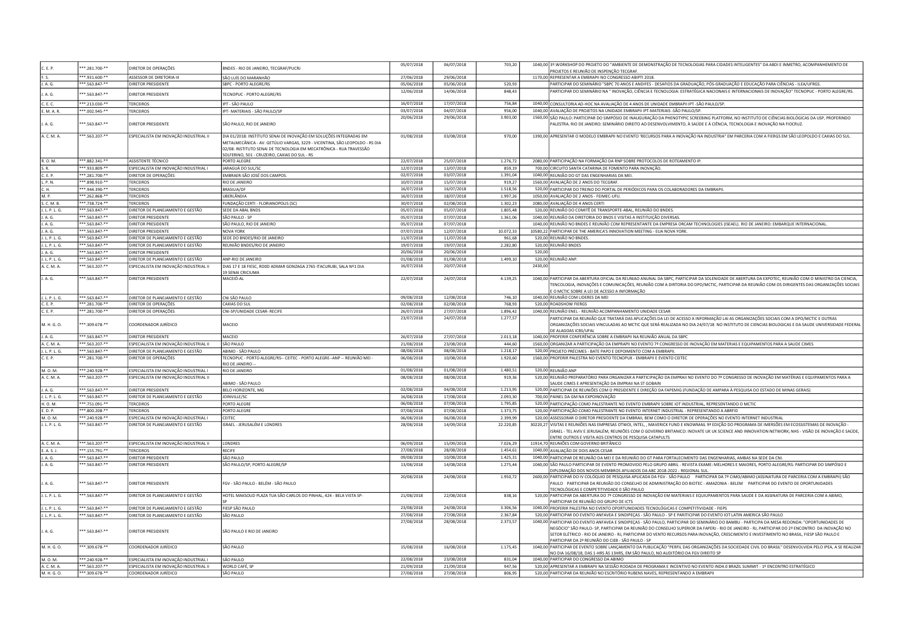| C. E. P. | ***.281.700-** | DIRETOR DE OPERAÇÕES | BNDES - RIO DE JANEIRO, TECGRAF/PUCRJ | 05/07/2018 | 06/07/2018 | 703,20 | 1040,00 | 3º.WORKSHOP DO PROJETO DO "AMBIENTE DE DEMONSTRAÇÃO DE TECNOLOGIAS PARA CIDADES INTELIGENTES" DA ABDI E INMETRO, ACOMPANHEMENTO DE PROJETOS E REUNIÃO DE INSPENÇÃO TECGRAF. |
|---|---|---|---|---|---|---|---|---|
| F. S. | ***.931.600-** | ASSESSOR DE DIRETORIA III | SÃO LUÍS DO MARANHÃO | 27/06/2018 | 29/06/2018 | | 1170,00 | REPRESENTAR A EMBRAPII NO CONGRESSO ABIPTI 2018. |
| J. A. G. | ***.563.847-** | DIRETOR PRESIDENTE | SBPC - PORTO ALEGRE/RS | 05/06/2018 | 05/06/2018 | 520,93 | | PARTICIPAR DO SEMINÁRIO "SBPC 70 ANOS E ANDIFES - DESAFIOS DA GRADUAÇÃO, PÓS-GRADUAÇÃO E EDUCAÇÃO PARA CIÊNCIAS - ILEA/UFRGS. |
| J. A. G. | ***.563.847-** | DIRETOR PRESIDENTE | TECNOPUC - PORTO ALEGRE/RS | 12/06/2018 | 14/06/2018 | 848,43 | | PARTICIPAR DO SEMINÁRIO NA " INOVAÇÃO, CIÊNCIA E TECNOLOGIA: ESTRATÉGICA NACIONAIS E INTERNACIONAIS DE INOVAÇÃO" TECNOPUC - PORTO ALEGRE/RS. |
| C. E. C. | ***.213.030-** | TERCEIROS | IPT - SÃO PAULO | 16/07/2018 | 17/07/2018 | 756,84 | 1040,00 | CONSULTORIA AD-HOC NA AVALIAÇÃO DE 4 ANOS DE UNIDADE EMBRAPII IPT -SÃO PAULO/SP. |
| E. M. A. R. | ***.002.945-** | TERCEIROS | IPT- MATERIAIS - SÃO PAULO/SP | 03/07/2018 | 04/07/2018 | 956,00 | 1040,00 | AVALIAÇÃO DE PROJETOS NA UNIDADE EMBRAPII IPT-MATERIAIS -SÃO PAULO/SP. |
| J. A. G. | ***.563.847-** | DIRETOR PRESIDENTE | SÃO PAULO, RIO DE JANEIRO | 20/06/2018 | 29/06/2018 | 3.903,00 | 1560,00 | SÃO PAULO: PARTICIPAR DO SIMPÓSIO DE INAUGURAÇÃO DA PHENOTYPIC SCREEBING PLATFORM, NO INSTITUTO DE CIÊNCIAS BIOLÓGICAS DA USP, PROFERINDO PALESTRA. RIO DE JANEIRO: SEMINÁRIO DIREITO AO DESENVOLVIMENTO, À SAÚDE E À CIÊNCIA, TECNOLOGIA E INOVAÇÃO NA FIOCRUZ. |
| A. C. M. A. | ***.563.207-** | ESPECIALISTA EM INOVAÇÃO INDUSTRIAL II | DIA 01/2018: INSTITUTO SENAI DE INOVAÇÃO EM SOLUÇÕES INTEGRADAS EM METALMECÂNICA - AV. GETÚLIO VARGAS, 3229 - VICENTINA, SÃO LEOPOLDO - RS DIA 02/08: INSTITUTO SENAI DE TECNOLOGIA EM MECATRÔNICA - RUA TRAVESSÃO SOLFERINO, 501 - CRUZEIRO, CAXIAS DO SUL - RS | 01/08/2018 | 03/08/2018 | 970,00 | 1390,00 | APRESENTAR O MODELO EMBRAPII NO EVENTO 'RECURSOS PARA A INOVAÇÃO NA INDUSTRIA" EM PARCERIA COM A FIERGS EM SÃO LEOPOLDO E CAXIAS DO SUL. |
| R. O. M. | ***.882.341-** | ASSISTENTE TÉCNICO | PORTO ALEGRE | 22/07/2018 | 25/07/2018 | 1.276,72 | 2080,00 | PARTICIPAÇÃO NA FORMAÇÃO DA RNP SOBRE PROTOCOLOS DE ROTEAMENTO IP. |
| S. R. | ***.933.809-** | ESPECIALISTA EM INOVAÇÃO INDUSTRIAL I | JARAGUÁ DO SUL/SC | 12/07/2018 | 13/07/2018 | 859,19 | 700,00 | CIRCUITO SANTA CATARINA DE FOMENTO PARA INOVAÇÃO. |
| C. E. P. | ***.281.700-** | DIRETOR DE OPERAÇÕES | EMBRAER-SÃO JOSÉ DOS CAMPOS. | 02/07/2018 | 03/07/2018 | 1.391,04 | 1040,00 | REUNIÃO DO GT DAS ENGENHARIAS DA MEI. |
| L. P. N. | ***.898.910-** | TERCEIROS | RIO DE JANEIRO | 10/07/2018 | 15/07/2018 | 919,27 | 1560,00 | AVALIAÇÃO DE 2 ANOS DO TECGRAF. |
| C. H. | ***.944.390-** | TERCEIROS | BRASILIA/DF | 16/07/2018 | 16/07/2018 | 1.518,56 | 520,00 | PARTICIPAR DO TREINO DO PORTAL DE PERIÓDICOS PARA OS COLABORADORES DA EMBRAPII. |
| M. P. | ***.262.868-** | TERCEIROS | UBERLÂNDIA | 16/07/2018 | 18/07/2018 | 1.997,26 | 1050,00 | AVALIAÇÃO DE 2 ANOS - FEIMEC-UFU. |
| S. C. M. B. | ***.738.724-** | TERCEIROS | FUNDAÇÃO CERTI - FLORIANOPOLIS (SC) | 30/07/2018 | 02/08/2018 | 1.302,23 | 2080,00 | AVALIAÇÃO DE 4 ANOS CERTI |
| J. L. P. L. G. | ***.563.847-** | DIRETOR DE PLANEJAMENTO E GESTÃO | SEDE DA ABAL BNDS | 05/07/2018 | 05/07/2018 | 1.805,48 | 520,00 | REUNIÃO DO COMITÊ DE TRANSPORTE-ABAL, REUNIÃO DO BNDES. |
| J. A. G. | ***.563.847-** | DIRETOR PRESIDENTE | SÃO PAULO - SP | 05/07/2018 | 07/07/2018 | 1.361,06 | 1040,00 | REUNIÃO DA DIRETORIA DO BNDS E VISITAS A INSTITUIÇÃO DIVERSAS. |
| J. A. G. | ***.563.847-** | DIRETOR PRESIDENTE | SÃO PAULO, RIO DE JANEIRO | 05/07/2018 | 07/07/2018 | | 1040,00 | REUNIÃO NO BNDES E REUNIÃO COM REPRESENTANTE DA EMPRESA ORCAM TECHNOLOGIES (ISEAEL). RIO DE JANEIRO: EMBARQUE INTERNACIONAL. |
| J. A. G. | ***.563.847-** | DIRETOR PRESIDENTE | NOVA YORK | 07/07/2018 | 12/07/2018 | 10.072,33 | 10580,22 | PARTICIPAR DE THE AMERICA'S INNOVATION MEETING - EUA NOVA YORK. |
| J. L. P. L. G. | ***.563.847-** | DIRETOR DE PLANEJAMENTO E GESTÃO | SEDE DO BNDES/RIO DE JANEIRO | 11/07/2018 | 11/07/2018 | 961,68 | 520,00 | REUNIÃO NO BNDES. |
| J. L. P. L. G. | ***.563.847-** | DIRETOR DE PLANEJAMENTO E GESTÃO | REUNIÃO BNDES/RIO DE JANEIRO | 19/07/2018 | 19/07/2018 | 2.282,80 | 520,00 | REUNIÃO BNDES |
| J. A. G. | ***.563.847-** | DIRETOR PRESIDENTE | | 20/06/2018 | 20/06/2018 | | 520,00 | |
| J. L. P. L. G. | ***.563.847-** | DIRETOR DE PLANEJAMENTO E GESTÃO | ANP-RIO DE JANEIRO | 01/08/2018 | 01/08/2018 | 1.499,10 | 520,00 | REUNIÃO ANP. |
| A. C. M. A. | ***.563.207-** | ESPECIALISTA EM INOVAÇÃO INDUSTRIAL II | DIAS 17 E 18 FIESC, RODD ADMAR GONZAGA 2765 ITACURUBI, SALA Nº1 DIA 19 SENAI CRICIUMA | 16/07/2018 | 20/07/2018 | | 2430,00 | |
| J. A. G. | ***.563.847-** | DIRETOR PRESIDENTE | MACEIÓ-AL | 22/07/2018 | 24/07/2018 | 4.139,25 | 1040,00 | PARTICIPAR DA ABERTURA OFICIAL DA REUNIAO ANUNAL DA SBPC, PARTICIPAR DA SOLENIDADE DE ABERTURA DA EXPOTEC, REUNIÃO COM O MINISTRO DA CIENCIA, TENCOLOGIA, INOVAÇÕES E COMUNICAÇÕES, REUNIÃO COM A DIRTORIA DO DPO/MCTIC, PARTICIPAR DA REUNIÃO COM OS DIRIGENTES DAS ORGANIZAÇÕES SOCIAIS E O MCTIC SOBRE A LEI DE ACESSO A INFORMAÇÃO |
| J. L. P. L. G. | ***.563.847-** | DIRETOR DE PLANEJAMENTO E GESTÃO | CNI SÃO PAULO | 09/08/2018 | 12/08/2018 | 746,10 | 1040,00 | REUNIÃO COM LIDERES DA MEI |
| C. E. P. | ***.281.700-** | DIRETOR DE OPERAÇÕES | CAXIAS DO SUL | 02/08/2018 | 02/08/2018 | 768,93 | 520,00 | ROADSHOW FIERGS |
| C. E. P. | ***.281.700-** | DIRETOR DE OPERAÇÕES | CNI-SP/UNIDADE CESAR- RECIFE | 26/07/2018 | 27/07/2018 | 1.896,42 | 1040,00 | REUNIÃO ENEL - REUNIÃO ACOMPANHAMENTO UNIDADE CESAR |
| M. H. G. O. | ***.309.678-** | COORDENADOR JURÍDICO | MACEIO | 23/07/2018 | 24/07/2018 | 1.277,57 | | PARTICIPAR DA REUNIÃO QUE TRATARÁ DAS APLICAÇÕES DA LEI DE ACESSO A INFORMAÇÃO LAI AS ORGANIZAÇÕES SOCIAIS COM A DPO/MCTIC E OUTRAS ORGANIZAÇÕES SOCIAIS VINCULADAS AO MCTIC QUE SERÁ REALIZADA NO DIA 24/07/18 NO INSTITUTO DE CIENCIAS BIOLOGICAS E DA SAUDE UNIVERSIDADE FEDERAL DE ALAGOAS ICBS/UFAL |
| J. A. G. | ***.563.847-** | DIRETOR PRESIDENTE | MACEIO | 26/07/2018 | 27/07/2018 | 2.013,18 | 1040,00 | PROFERIR CONFERÊNCIA SOBRE A EMBRAPII NA REUNIÃO ANUAL DA SBPC |
| A. C. M. A. | ***.563.207-** | ESPECIALISTA EM INOVAÇÃO INDUSTRIAL II | SÃO PAULO | 21/08/2018 | 23/08/2018 | 444,60 | 1560,00 | ORGANIZAR A PARTICIPAÇÃO DA EMPRAPII NO EVENTO 7º CONGRESSO DE INOVAÇÃO EM MATERIAIS E EQUIPAMENTOS PARA A SAUDE CIMES |
| J. L. P. L. G. | ***.563.847-** | DIRETOR DE PLANEJAMENTO E GESTÃO | ABIMO - SÃO PAULO | 08/08/2018 | 08/08/2018 | 1.218,17 | 520,00 | PROJETO PRÉCIMES - BATE PAPO E DEPOIMENTO COM A EMBRAPII. |
| C. E. P. | ***.281.700-** | DIRETOR DE OPERAÇÕES | TECNOPUC - PORTO ALEGRE/RS-- CEITEC - PORTO ALEGRE--ANP -- REUNIÃO MEI - RIO DE JANEIRO -- | 06/08/2018 | 10/08/2018 | 1.920,60 | 1560,00 | PROFERIR PALESTRA NO EVENTO TECNOPUX - EMBRAPII E EVENTO CEITEC |
| M. O. M. | ***.240.928-** | ESPECIALISTA EM INOVAÇÃO INDUSTRIAL I | RIO DE JANEIRO | 01/08/2018 | 01/08/2018 | 1.480,51 | 520,00 | REUNIÃO ANP |
| A. C. M. A. | ***.563.207-** | ESPECIALISTA EM INOVAÇÃO INDUSTRIAL II | ABIMO - SÃO PAULO | 08/08/2018 | 08/08/2018 | 919,36 | 520,00 | REUNIÃO PREPARATÓRIO PARA ORGANIZAR A PARTICIPAÇÃO DA EMPRAII NO EVENTO DO 7º CONGRESSO DE INOVAÇÃO EM MATÉRIAS E EQUIPAMENTOS PARA A SAUDE CIMES E APRESENTAÇÃO DA EMPRAII NA ST GOBAIN |
| J. A. G. | ***.563.847-** | DIRETOR PRESIDENTE | BELO HORIZONTE, MG | 02/08/2018 | 04/08/2018 | 1.213,95 | 520,00 | PARTICIPAR DE REUNIÕES COM O PRESIDENTE E DIREÇÃO DA FAPEMIG (FUNDAÇÃO DE AMPARA À PESQUISA DO ESTADO DE MINAS GERAIS) |
| J. L. P. L. G. | ***.563.847-** | DIRETOR DE PLANEJAMENTO E GESTÃO | JOINVILLE/SC | 16/08/2018 | 17/08/2018 | 2.093,30 | 700,00 | PAINEL DA GM NA EXPOINOVAÇÃO |
| H. O. M. | ***.751.091-** | TERCEIROS | PORTO ALEGRE | 06/08/2018 | 07/08/2018 | 1.795,85 | 520,00 | PARTICIPAÇÃO COMO PALESTRANTE NO EVENTO EMBRAPII SOBRE IOT INDUSTRIAL, REPRESENTANDO O MCTIC |
| E. D. P. | ***.800.208-** | TERCEIROS | PORTO ALEGRE | 07/08/2018 | 07/08/2018 | 1.373,75 | 520,00 | PARTICIPAÇÃO COMO PALESTRANTE NO EVENTO INTERNET INDUSTRIAL - REPRESENTANDO A ABRFID |
| M. O. M. | ***.240.928-** | ESPECIALISTA EM INOVAÇÃO INDUSTRIAL I | CEITEC | 06/08/2018 | 06/08/2018 | 2.399,99 | 520,00 | ASSESSORAR O DIRETOR PRESIDENTE DA EMBRAII, BEM COMO O DIRETOR DE OPERAÇÕES NO EVENTO INTERNET INDUSTRIAL |
| J. L. P. L. G. | ***.563.847-** | DIRETOR DE PLANEJAMENTO E GESTÃO | ISRAEL - JERUSALÉM E LONDRES | 28/08/2018 | 14/09/2018 | 22.220,85 | 30220,27 | VISITAS E REUNIÕES NAS EMPRESAS OTWOI, INTEL, , MAVERICK FUND E KNOWMAIL 9ª EDIÇÃO DO PROGRAMA DE IMERSÕES EM ECOSSISTEMAS DE INOVAÇÃO - ISRAEL - TEL AVIV E JERUSALÉM, REUNIÕES COM O GOVERNO BRITANICO: INOVATE UK UK SCIENCE AND INNOVATION NETWORK; NHS - VISÃO DE INOVAÇÃO E SAÚDE, ENTRE OUTROS E VISITA AOS CENTROS DE PESQUISA CATAPULTS |
| A. C. M. A. | ***.563.207-** | ESPECIALISTA EM INOVAÇÃO INDUSTRIAL II | LONDRES | 06/09/2018 | 15/09/2018 | 7.026,29 | 11914,70 | REUNIÕES COM GOVERNO BRITÂNICO |
| E. A. S. J. | ***.155.791-** | TERCEIROS | RECIFE | 27/08/2018 | 28/08/2018 | 1.454,61 | 1040,00 | AVALIAÇÃO DE DOIS ANOS CESAR |
| J. A. G. | ***.563.847-** | DIRETOR PRESIDENTE | SÃO PAULO | 09/08/2018 | 10/08/2018 | 1.425,31 | 1040,00 | PARTICIPAR DE REUNIÃO DA MEI E DA REUNIÃO DO GT PARA FORTALECIMENTO DAS ENGENHARIAS, AMBAS NA SEDE DA CNI. |
| J. A. G. | ***.563.847-** | DIRETOR PRESIDENTE | SÃO PAULO/SP, PORTO ALEGRE/SP | 13/08/2018 | 14/08/2018 | 1.275,44 | 1040,00 | SÃO PAULO PARTICIPAR DE EVENTO PROMOVIDO PELO GRUPO ABRIL - REVISTA EXAME: MELHORES E MAIORES, PORTO ALEGRE/RS: PARTICIPAR DO SIMPÓSIO E DIPLOMAÇÃO DOS NOVOS MEMBROS AFILIADOS DA ABC 2018-2022 - REGIONAL SUL. |
| J. A. G. | ***.563.847-** | DIRETOR PRESIDENTE | FGV - SÃO PAULO - BELÉM - SÃO PAULO | 20/08/2018 | 24/08/2018 | 1.950,72 | 2600,00 | PARTICIPAR DO IV COLÓQUIO DE PESQUISA APLICADA DA FGV - SÃO PAULO PARTICIPAR DA 7ª CIMO/ABIMO (ASSINATURA DE PARCERIA COM A EMBRAPII) SÃO PAULO PARTICIPAR DA REUNIÃO DO CONSELHO DE ADMINISTRAÇÃO DO BIOTEC - AMAZONIA - BELEM PARTICIPAR DO EVENTO DE OPORTUNIDADES TECNOLÓGICAS E COMPETITIVIDADE O SÃO PAULO |
| J. L. P. L. G. | ***.563.847-** | DIRETOR DE PLANEJAMENTO E GESTÃO | HOTEL MAKSOUD PLAZA TUA SÃO CARLOS DO PINHAL, 424 - BELA VISTA SP-SP | 21/08/2018 | 22/08/2018 | 838,16 | 520,00 | PARTICIPAR DA ABERTURA DO 7º CONGRESSO DE INOVAÇÃO EM MATERIAIS E EQUIPAMENTOS PARA SAUDE E DA ASSINATURA DE PARCERIA COM A ABIMO, PARTICIPAR DE REUNIÃO DO GRUPO DE ICTS |
| J. L. P. L. G. | ***.563.847-** | DIRETOR DE PLANEJAMENTO E GESTÃO | FIESP SÃO PAULO | 23/08/2018 | 24/08/2018 | 3.306,56 | 1040,00 | PROFERIR PALESTRA NO EVENTO OPORTUNIDADES TECNOLÓGICAS E COMPETITIVIDADE - FIEPS |
| J. L. P. L. G. | ***.563.847-** | DIRETOR DE PLANEJAMENTO E GESTÃO | SÃO PAULO | 27/08/2018 | 27/08/2018 | 2.367,84 | 520,00 | PARTICIPAR DO EVENTO ANFAVEA E SINDIPEÇAS - SÃO PAULO - SP E PARITICIPAR DO EVENTO IOT LATIN AMERICA SÃO PAULO |
| J. A. G. | ***.563.847-** | DIRETOR PRESIDENTE | SÃO PAULO E RIO DE JANEIRO | 27/08/2018 | 28/08/2018 | 2.373,57 | 1040,00 | PARTICIPAR DO EVENTO ANFAVEA E SINDIPEÇAS - SÃO PAULO, PARTICIPAR DO SEMINÁRIO DO BAMBU - PARTICIPA DA MESA REDONDA: "OPORTUNIDADES DE NEGÓCIO" SÃO PAULO- SP, PARTICIPAR DA REUNIÃO DO CONSELHO SUPERIOR DA FAPERJ - RIO DE JANEIRO - RJ, PARTICIPAR DO 2º ENCONTRO DA INOVAÇÃO NO SETOR ELÉTRICO - RIO DE JANEIRO - RJ, PARTICIPAR DO VENTO RECURSOS PARA INOVAÇÃO, CRESCIMENTO E INVESTIMENTO NO BRASIL, FIESP SÃO PAULO E PARTICIPAR DA 2ª REUNIÃO DO CIEB - SÃO PAULO - SP |
| M. H. G. O. | ***.309.678-** | COORDENADOR JURÍDICO | SÃO PAULO | 15/08/2018 | 16/08/2018 | 1.175,45 | 1040,00 | PARTICIPAR DE EVENTO SOBRE LANÇAMENTO DA PUBLICAÇÃO "PERFIL DAS ORGANIZAÇÕES DA SOCIEDADE CIVIL DO BRASIL" DESENVOLVIDA PELO IPEA, A SE REALIZAR NO DIA 16/08/18, DAS 1:HRS ÀS 13HRS, EM SÃO PAULO, NO AUDITÓRIO DA FGV DIREITO SP |
| M. O. M. | ***.240.928-** | ESPECIALISTA EM INOVAÇÃO INDUSTRIAL I | SÃO PAULO | 22/08/2018 | 23/08/2018 | 831,04 | 1040,00 | PARTICIPAR DO CONGRESSO DA ABIMO |
| A. C. M. A. | ***.563.207-** | ESPECIALISTA EM INOVAÇÃO INDUSTRIAL II | WORLD CAFÉ, SP | 21/09/2018 | 21/09/2018 | 947,56 | 520,00 | APRESENTAR A EMBRAPII NA SESSÃO RODADA DE PROGRAMA E INCENTIVO NO EVENTO IND4.0 BRAZIL SUMMIT - 1º ENCONTRO ESTRATÉGICO |
| M. H. G. O. | ***.309.678-** | COORDENADOR JURÍDICO | SÃO PAULO | 27/08/2018 | 27/08/2018 | 806,95 | 520,00 | PARTICIPAR DA REUNIÃO NO ESCRITÓRIO RUBENS NAVES, REPRESENTANDO A EMBRAPII |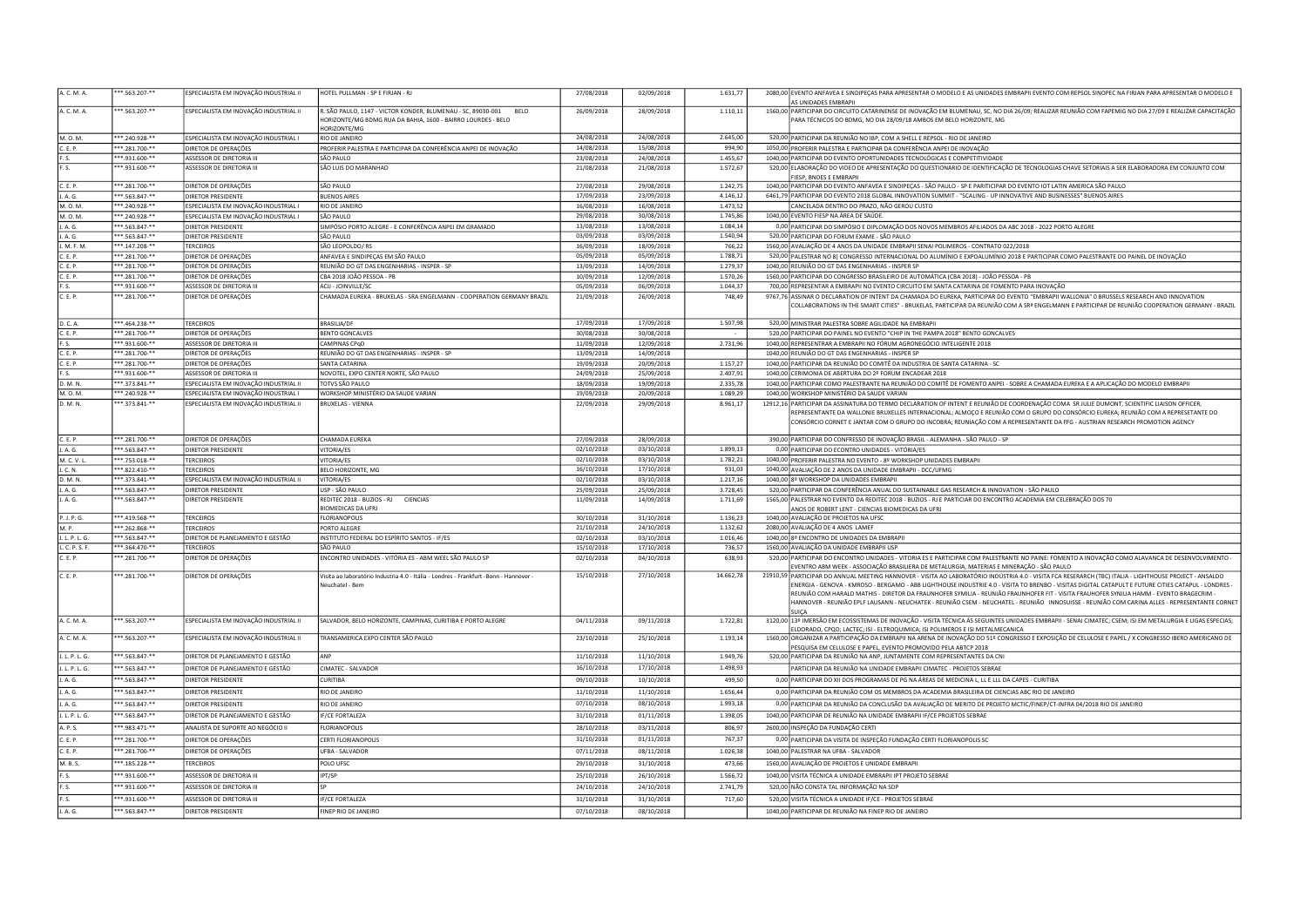| | | | | | | | | |
|---|---|---|---|---|---|---|---|---|
| A. C. M. A. | ***.563.207-** | ESPECIALISTA EM INOVAÇÃO INDUSTRIAL II | HOTEL PULLMAN - SP E FIRJAN - RJ | 27/08/2018 | 02/09/2018 | 1.631,77 | 2080,00 | EVENTO ANFAVEA E SINDIPEÇAS PARA APRESENTAR O MODELO E AS UNIDADES EMBRAPII EVENTO COM REPSOL SINOPEC NA FIRJAN PARA APRESENTAR O MODELO E AS UNIDADES EMBRAPII |
| A. C. M. A. | ***.563.207-** | ESPECIALISTA EM INOVAÇÃO INDUSTRIAL II | R. SÃO PAULO, 1147 - VICTOR KONDER, BLUMENAU - SC, 89030-001 BELO HORIZONTE/MG BDMG RUA DA BAHIA, 1600 - BAIRRO LOURDES - BELO HORIZONTE/MG | 26/09/2018 | 28/09/2018 | 1.110,11 | 1560,00 | PARTICIPAR DO CIRCUITO CATARINENSE DE INOVAÇÃO EM BLUMENAU, SC, NO DIA 26/09; REALIZAR REUNIÃO COM FAPEMIG NO DIA 27/09 E REALIZAR CAPACITAÇÃO PARA TÉCNICOS DO BDMG, NO DIA 28/09/18 AMBOS EM BELO HORIZONTE, MG |
| M. O. M. | ***.240.928-** | ESPECIALISTA EM INOVAÇÃO INDUSTRIAL I | RIO DE JANEIRO | 24/08/2018 | 24/08/2018 | 2.645,00 | 520,00 | PARTICIPAR DA REUNIÃO NO IBP, COM A SHELL E REPSOL - RIO DE JANEIRO |
| C. E. P. | ***.281.700-** | DIRETOR DE OPERAÇÕES | PROFERIR PALESTRA E PARTICIPAR DA CONFERÊNCIA ANPEI DE INOVAÇÃO | 14/08/2018 | 15/08/2018 | 994,90 | 1050,00 | PROFERIR PALESTRA E PARTICIPAR DA CONFERÊNCIA ANPEI DE INOVAÇÃO |
| F. S. | ***.931.600-** | ASSESSOR DE DIRETORIA III | SÃO PAULO | 23/08/2018 | 24/08/2018 | 1.455,67 | 1040,00 | PARTICIPAR DO EVENTO OPORTUNIDADES TECNOLÓGICAS E COMPETITIVIDADE |
| F. S. | ***.931.600-** | ASSESSOR DE DIRETORIA III | SÃO LUIS DO MARANHAO | 21/08/2018 | 21/08/2018 | 1.572,67 | 520,00 | ELABORAÇÃO DO VIDEO DE APRESENTAÇÃO DO QUESTIONARIO DE IDENTIFICAÇÃO DE TECNOLOGIAS CHAVE SETORIAIS A SER ELABORADORA EM CONJUNTO COM FIESP, BNDES E EMBRAPII |
| C. E. P. | ***.281.700-** | DIRETOR DE OPERAÇÕES | SÃO PAULO | 27/08/2018 | 29/08/2018 | 1.242,75 | 1040,00 | PARTICIPAR DO EVENTO ANFAVEA E SINDIPEÇAS - SÃO PAULO - SP E PARITICIPAR DO EVENTO IOT LATIN AMERICA SÃO PAULO |
| J. A. G. | ***.563.847-** | DIRETOR PRESIDENTE | BUENOS AIRES | 17/09/2018 | 23/09/2018 | 4.146,12 | 6461,79 | PARTICIPAR DO EVENTO 2018 GLOBAL INNOVATION SUMMIT - "SCALING - UP INNOVATIVE AND BUSINESSES" BUENOS AIRES |
| M. O. M. | ***.240.928-** | ESPECIALISTA EM INOVAÇÃO INDUSTRIAL I | RIO DE JANEIRO | 16/08/2018 | 16/08/2018 | 1.473,52 | | CANCELADA DENTRO DO PRAZO, NÃO GEROU CUSTO |
| M. O. M. | ***.240.928-** | ESPECIALISTA EM INOVAÇÃO INDUSTRIAL I | SÃO PAULO | 29/08/2018 | 30/08/2018 | 1.745,86 | 1040,00 | EVENTO FIESP NA ÁREA DE SAÚDE. |
| J. A. G. | ***.563.847-** | DIRETOR PRESIDENTE | SIMPÓSIO PORTO ALEGRE - E CONFERÊNCIA ANPEI EM GRAMADO | 13/08/2018 | 13/08/2018 | 1.084,14 | 0,00 | PARTICIPAR DO SIMPÓSIO E DIPLOMAÇÃO DOS NOVOS MEMBROS AFILIADOS DA ABC 2018 - 2022 PORTO ALEGRE |
| J. A. G. | ***.563.847-** | DIRETOR PRESIDENTE | SÃO PAULO | 03/09/2018 | 03/09/2018 | 1.540,94 | 520,00 | PARTICIPAR DO FORUM EXAME - SÃO PAULO |
| J. M. F. M. | ***.147.208-** | TERCEIROS | SÃO LEOPOLDO/ RS | 16/09/2018 | 18/09/2018 | 766,22 | 1560,00 | AVALIAÇÃO DE 4 ANOS DA UNIDADE EMBRAPII SENAI POLIMEROS - CONTRATO 022/2018 |
| C. E. P. | ***.281.700-** | DIRETOR DE OPERAÇÕES | ANFAVEA E SINDIPEÇAS EM SÃO PAULO | 05/09/2018 | 05/09/2018 | 1.788,71 | 520,00 | PALESTRAR NO 8| CONGRESSO INTERNACIONAL DO ALUMÍNIO E EXPOALUMÍNIO 2018 E PARTICIPAR COMO PALESTRANTE DO PAINEL DE INOVAÇÃO |
| C. E. P. | ***.281.700-** | DIRETOR DE OPERAÇÕES | REUNIÃO DO GT DAS ENGENHARIAS - INSPER - SP | 13/09/2018 | 14/09/2018 | 1.279,37 | 1040,00 | REUNIÃO DO GT DAS ENGENHARIAS - INSPER SP |
| C. E. P. | ***.281.700-** | DIRETOR DE OPERAÇÕES | CBA 2018 JOÃO PESSOA - PB | 10/09/2018 | 12/09/2018 | 1.570,26 | 1560,00 | PARTICIPAR DO CONGRESSO BRASILEIRO DE AUTOMÁTICA (CBA 2018) - JOÃO PESSOA - PB |
| F. S. | ***.931.600-** | ASSESSOR DE DIRETORIA III | ACIJ - JOINVILLE/SC | 05/09/2018 | 06/09/2018 | 1.044,37 | 700,00 | REPRESENTAR A EMBRAPII NO EVENTO CIRCUITO EM SANTA CATARINA DE FOMENTO PARA INOVAÇÃO |
| C. E. P. | ***.281.700-** | DIRETOR DE OPERAÇÕES | CHAMADA EUREKA - BRUXELAS - SRA ENGELMANN - COOPERATION GERMANY BRAZIL | 21/09/2018 | 26/09/2018 | 748,49 | 9767,76 | ASSINAR O DECLARATION OF INTENT DA CHAMADA DO EUREKA, PARTICIPAR DO EVENTO "EMBRAPII WALLONIA" O BRUSSELS RESEARCH AND INNOVATION COLLABORATIONS IN THE SMART CITIES" - BRUXELAS, PARTICIPAR DA REUNIÃO COM A SRª ENGELMANN E PARTICIPAR DE REUNIÃO COOPERATION GERMANY - BRAZIL |
| D. C. A. | ***.464.238-** | TERCEIROS | BRASILIA/DF | 17/09/2018 | 17/09/2018 | 1.507,98 | 520,00 | MINISTRAR PALESTRA SOBRE AGILIDADE NA EMBRAPII |
| C. E. P. | ***.281.700-** | DIRETOR DE OPERAÇÕES | BENTO GONCALVES | 30/08/2018 | 30/08/2018 | - | 520,00 | PARTICIPAR DO PAINEL NO EVENTO "CHIP IN THE PAMPA 2018" BENTO GONCALVES |
| F. S. | ***.931.600-** | ASSESSOR DE DIRETORIA III | CAMPINAS CPqD | 11/09/2018 | 12/09/2018 | 2.731,96 | 1040,00 | REPRESENTRAR A EMBRAPII NO FÓRUM AGRONEGÓCIO INTELIGENTE 2018 |
| C. E. P. | ***.281.700-** | DIRETOR DE OPERAÇÕES | REUNIÃO DO GT DAS ENGENHARIAS - INSPER - SP | 13/09/2018 | 14/09/2018 | | 1040,00 | REUNIÃO DO GT DAS ENGENHARIAS - INSPER SP |
| C. E. P. | ***.281.700-** | DIRETOR DE OPERAÇÕES | SANTA CATARINA | 19/09/2018 | 20/09/2018 | 1.157,27 | 1040,00 | PARTICIPAR DA REUNIÃO DO COMITÊ DA INDUSTRIA DE SANTA CATARINA - SC |
| F. S. | ***.931.600-** | ASSESSOR DE DIRETORIA III | NOVOTEL, EXPO CENTER NORTE, SÃO PAULO | 24/09/2018 | 25/09/2018 | 2.407,91 | 1040,00 | CERIMONIA DE ABERTURA DO 2º FORUM ENCADEAR 2018 |
| D. M. N. | ***.373.841-** | ESPECIALISTA EM INOVAÇÃO INDUSTRIAL II | TOTVS SÃO PAULO | 18/09/2018 | 19/09/2018 | 2.335,78 | 1040,00 | PARTICIPAR COMO PALESTRANTE NA REUNIÃO DO COMITÊ DE FOMENTO ANPEI - SOBRE A CHAMADA EUREKA E A APLICAÇÃO DO MODELO EMBRAPII |
| M. O. M. | ***.240.928-** | ESPECIALISTA EM INOVAÇÃO INDUSTRIAL I | WORKSHOP MINISTÉRIO DA SAUDE VARIAN | 19/09/2018 | 20/09/2018 | 1.089,29 | 1040,00 | WORKSHOP MINISTÉRIO DA SAUDE VARIAN |
| D. M. N. | ***.373.841-** | ESPECIALISTA EM INOVAÇÃO INDUSTRIAL II | BRUXELAS - VIENNA | 22/09/2018 | 29/09/2018 | 8.961,17 | 12912,16 | PARTICIPAR DA ASSINATURA DO TERMO DECLARATION OF INTENT E REUNIÃO DE COORDENAÇÃO COMA SR JULIE DUMONT, SCIENTIFIC LIAISON OFFICER, REPRESENTANTE DA WALLONIE BRUXELLES INTERNACIONAL; ALMOÇO E REUNIÃO COM O GRUPO DO CONSÓRCIO EUREKA; REUNIÃO COM A REPRESENTANTE DO CONSÓRCIO CORNET E JANTAR COM O GRUPO DO INCOBRA; REUNIAÇÃO COM A REPRESENTANTE DA FFG - AUSTRIAN RESEARCH PROMOTION AGENCY |
| C. E. P. | ***.281.700-** | DIRETOR DE OPERAÇÕES | CHAMADA EUREKA | 27/09/2018 | 28/09/2018 | | 390,00 | PARTICIPAR DO CONFRESSO DE INOVAÇÃO BRASIL - ALEMANHA - SÃO PAULO - SP |
| J. A. G. | ***.563.847-** | DIRETOR PRESIDENTE | VITORIA/ES | 02/10/2018 | 03/10/2018 | 1.899,13 | 0,00 | PARTICIPAR DO ECONTRO UNIDADES - VITÓRIA/ES |
| M. C. V. L. | ***.753.018-** | TERCEIROS | VITORIA/ES | 02/10/2018 | 03/10/2018 | 1.782,21 | 1040,00 | PROFERIR PALESTRA NO EVENTO - 8º WORKSHOP UNIDADES EMBRAPII |
| J. C. N. | ***.822.410-** | TERCEIROS | BELO HORIZONTE, MG | 16/10/2018 | 17/10/2018 | 931,03 | 1040,00 | AVALIAÇÃO DE 2 ANOS DA UNIDADE EMBRAPII - DCC/UFMG |
| D. M. N. | ***.373.841-** | ESPECIALISTA EM INOVAÇÃO INDUSTRIAL II | VITORIA/ES | 02/10/2018 | 03/10/2018 | 1.217,16 | 1040,00 | 8º WORKSHOP DA UNIDADES EMBRAPII |
| J. A. G. | ***.563.847-** | DIRETOR PRESIDENTE | USP - SÃO PAULO | 25/09/2018 | 25/09/2018 | 3.728,45 | 520,00 | PARTICIPAR DA CONFERÊNCIA ANUAL DO SUSTAINABLE GAS RESEARCH & INNOVATION - SÃO PAULO |
| J. A. G. | ***.563.847-** | DIRETOR PRESIDENTE | REDITEC 2018 - BUZIOS - RJ CIENCIAS BIOMEDICAS DA UFRJ | 11/09/2018 | 14/09/2018 | 1.711,69 | 1565,00 | PALESTRAR NO EVENTO DA REDITEC 2018 - BUZIOS - RJ E PARTICIAR DO ENCONTRO ACADEMIA EM CELEBRAÇÃO DOS 70 ANOS DE ROBERT LENT - CIENCIAS BIOMEDICAS DA UFRJ |
| P. J. P. G. | ***.419.568-** | TERCEIROS | FLORIANOPOLIS | 30/10/2018 | 31/10/2018 | 1.136,23 | 1040,00 | AVALIAÇÃO DE PROJETOS NA UFSC |
| M. P. | ***.262.868-** | TERCEIROS | PORTO ALEGRE | 21/10/2018 | 24/10/2018 | 1.132,62 | 2080,00 | AVALIAÇÃO DE 4 ANOS LAMEF |
| J. L. P. L. G. | ***.563.847-** | DIRETOR DE PLANEJAMENTO E GESTÃO | INSTITUTO FEDERAL DO ESPÍRITO SANTOS - IF/ES | 02/10/2018 | 03/10/2018 | 1.016,46 | 1040,00 | 8º ENCONTRO DE UNIDADES DA EMBRAPII |
| L. C. P. S. F. | ***.364.470-** | TERCEIROS | SÃO PAULO | 15/10/2018 | 17/10/2018 | 736,57 | 1560,00 | AVALIAÇÃO DA UNIDADE EMBRAPII USP |
| C. E. P. | ***.281.700-** | DIRETOR DE OPERAÇÕES | ENCONTRO UNIDADES - VITÓRIA ES - ABM WEEL SÃO PAULO SP | 02/10/2018 | 04/10/2018 | 638,93 | 520,00 | PARTICIPAR DO ENCONTRO UNIDADES - VITORIA ES E PARTICIPAR COM PALESTRANTE NO PAINE: FOMENTO A INOVAÇÃO COMO ALAVANCA DE DESENVOLVIMENTO - EVENTRO ABM WEEK - ASSOCIAÇÃO BRASILEIRA DE METALURGIA, MATERIAS E MINERAÇÃO - SÃO PAULO |
| C. E. P. | ***.281.700-** | DIRETOR DE OPERAÇÕES | Visita ao laboratório Industria 4.0 - Itália - Londres - Frankfurt -Bonn - Hannover - Neuchatel - Bern | 15/10/2018 | 27/10/2018 | 14.662,78 | 21910,59 | PARTICIPAR DO ANNUAL MEETING HANNOVER - VISITA AO LABORATÓRIO INDÚSTRIA 4.0 - VISITA FCA RESERARCH (TBC) ITALIA - LIGHTHOUSE PROJECT - ANSALDO ENERGIA - GENOVA - KMROSO - BERGAMO - ABB LIGHTHOUSE INDUSTRIE 4.0 - VISITA TO BRENBO - VISITAS DIGITAL CATAPULT E FUTURE CITIES CATAPUL - LONDRES - REUNIÃO COM HARALD MATHIS - DIRETOR DA FRAUNHOFER SYMILIA - REUNIÃO FRAUNHOFER FIT - VISITA FRAUHOFER SYNILIA HAMM - EVENTO BRAGECRIM - HANNOVER - REUNIÃO EPLF LAUSANN - NEUCHATEK - REUNIÃO CSEM - NEUCHATEL - REUNIÃO INNOSUISSE - REUNIÃO COM CARINA ALLES - REPRESENTANTE CORNET SUIÇA |
| A. C. M. A. | ***.563.207-** | ESPECIALISTA EM INOVAÇÃO INDUSTRIAL II | SALVADOR, BELO HORIZONTE, CAMPINAS, CURITIBA E PORTO ALEGRE | 04/11/2018 | 09/11/2018 | 1.722,81 | 3120,00 | 13ª IMERSÃO EM ECOSSISTEMAS DE INOVAÇÃO - VISITA TÉCNICA ÀS SEGUINTES UNIDADES EMBRAPII - SENAI CIMATEC; CSEM; ISI EM METALURGIA E LIGAS ESPECIAS; ELDORADO, CPQD; LACTEC; ISI - ELTROQUIMICA; ISI POLIMEROS E ISI METALMECANICA |
| A. C. M. A. | ***.563.207-** | ESPECIALISTA EM INOVAÇÃO INDUSTRIAL II | TRANSAMERICA EXPO CENTER SÃO PAULO | 23/10/2018 | 25/10/2018 | 1.193,14 | 1560,00 | ORGANIZAR A PARTICIPAÇÃO DA EMBRAPII NA ARENA DE INOVAÇÃO DO 51º CONGRESSO E EXPOSIÇÃO DE CELULOSE E PAPEL / X CONGRESSO IBERO AMERICANO DE PESQUISA EM CELLULOSE E PAPEL, EVENTO PROMOVIDO PELA ABTCP 2018 |
| J. L. P. L. G. | ***.563.847-** | DIRETOR DE PLANEJAMENTO E GESTÃO | ANP | 11/10/2018 | 11/10/2018 | 1.949,76 | 520,00 | PARTICIPAR DA REUNIÃO NA ANP, JUNTAMENTE COM REPRESENTANTES DA CNI |
| J. L. P. L. G. | ***.563.847-** | DIRETOR DE PLANEJAMENTO E GESTÃO | CIMATEC - SALVADOR | 16/10/2018 | 17/10/2018 | 1.498,93 | | PARTICIPAR DA REUNIÃO NA UNIDADE EMBRAPII CIMATEC - PROJETOS SEBRAE |
| J. A. G. | ***.563.847-** | DIRETOR PRESIDENTE | CURITIBA | 09/10/2018 | 10/10/2018 | 499,50 | 0,00 | PARTICIPAR DO XII DOS PROGRAMAS DE PG NA ÁREAS DE MEDICINA L, LL E LLL DA CAPES - CURITIBA |
| J. A. G. | ***.563.847-** | DIRETOR PRESIDENTE | RIO DE JANEIRO | 11/10/2018 | 11/10/2018 | 1.656,44 | 0,00 | PARTICIPAR DA REUNIÃO COM OS MEMBROS DA ACADEMIA BRASILEIRA DE CIENCIAS ABC RIO DE JANEIRO |
| J. A. G. | ***.563.847-** | DIRETOR PRESIDENTE | RIO DE JANEIRO | 07/10/2018 | 08/10/2018 | 1.993,18 | 0,00 | PARTICIPAR DA REUNIÃO DA CONCLUSÃO DA AVALIAÇÃO DE MERITO DE PROJETO MCTIC/FINEP/CT-INFRA 04/2018 RIO DE JANEIRO |
| J. L. P. L. G. | ***.563.847-** | DIRETOR DE PLANEJAMENTO E GESTÃO | IF/CE FORTALEZA | 31/10/2018 | 01/11/2018 | 1.398,05 | 1040,00 | PARTICIPAR DE REUNIÃO NA UNIDADE EMBRAPII IF/CE PROJETOS SEBRAE |
| A. P. S. | ***.983.471-** | ANALISTA DE SUPORTE AO NEGÓCIO II | FLORIANOPOLIS | 28/10/2018 | 03/11/2018 | 806,97 | 2600,00 | INSPEÇÃO DA FUNDAÇÃO CERTI |
| C. E. P. | ***.281.700-** | DIRETOR DE OPERAÇÕES | CERTI FLORIANOPOLIS | 31/10/2018 | 01/11/2018 | 767,37 | 0,00 | PARTICIPAR DA VISITA DE INSPEÇÃO FUNDAÇÃO CERTI FLORIANOPOLIS SC |
| C. E. P. | ***.281.700-** | DIRETOR DE OPERAÇÕES | UFBA - SALVADOR | 07/11/2018 | 08/11/2018 | 1.026,38 | 1040,00 | PALESTRAR NA UFBA - SALVADOR |
| M. B. S. | ***.185.228-** | TERCEIROS | POLO UFSC | 29/10/2018 | 31/10/2018 | 473,66 | 1560,00 | AVALIAÇÃO DE PROJETOS E UNIDADE EMBRAPII |
| F. S. | ***.931.600-** | ASSESSOR DE DIRETORIA III | IPT/SP | 25/10/2018 | 26/10/2018 | 1.566,72 | 1040,00 | VISITA TÉCNICA A UNIDADE EMBRAPII IPT PROJETO SEBRAE |
| F. S. | ***.931.600-** | ASSESSOR DE DIRETORIA III | SP | 24/10/2018 | 24/10/2018 | 2.741,79 | 520,00 | NÃO CONSTA TAL INFORMAÇÃO NA SDP |
| F. S. | ***.931.600-** | ASSESSOR DE DIRETORIA III | IF/CE FORTALEZA | 31/10/2018 | 31/10/2018 | 717,60 | 520,00 | VISITA TÉCNICA A UNIDADE IF/CE - PROJETOS SEBRAE |
| J. A. G. | ***.563.847-** | DIRETOR PRESIDENTE | FINEP RIO DE JANEIRO | 07/10/2018 | 08/10/2018 | | 1040,00 | PARTICIPAR DE REUNIÃO NA FINEP RIO DE JANEIRO |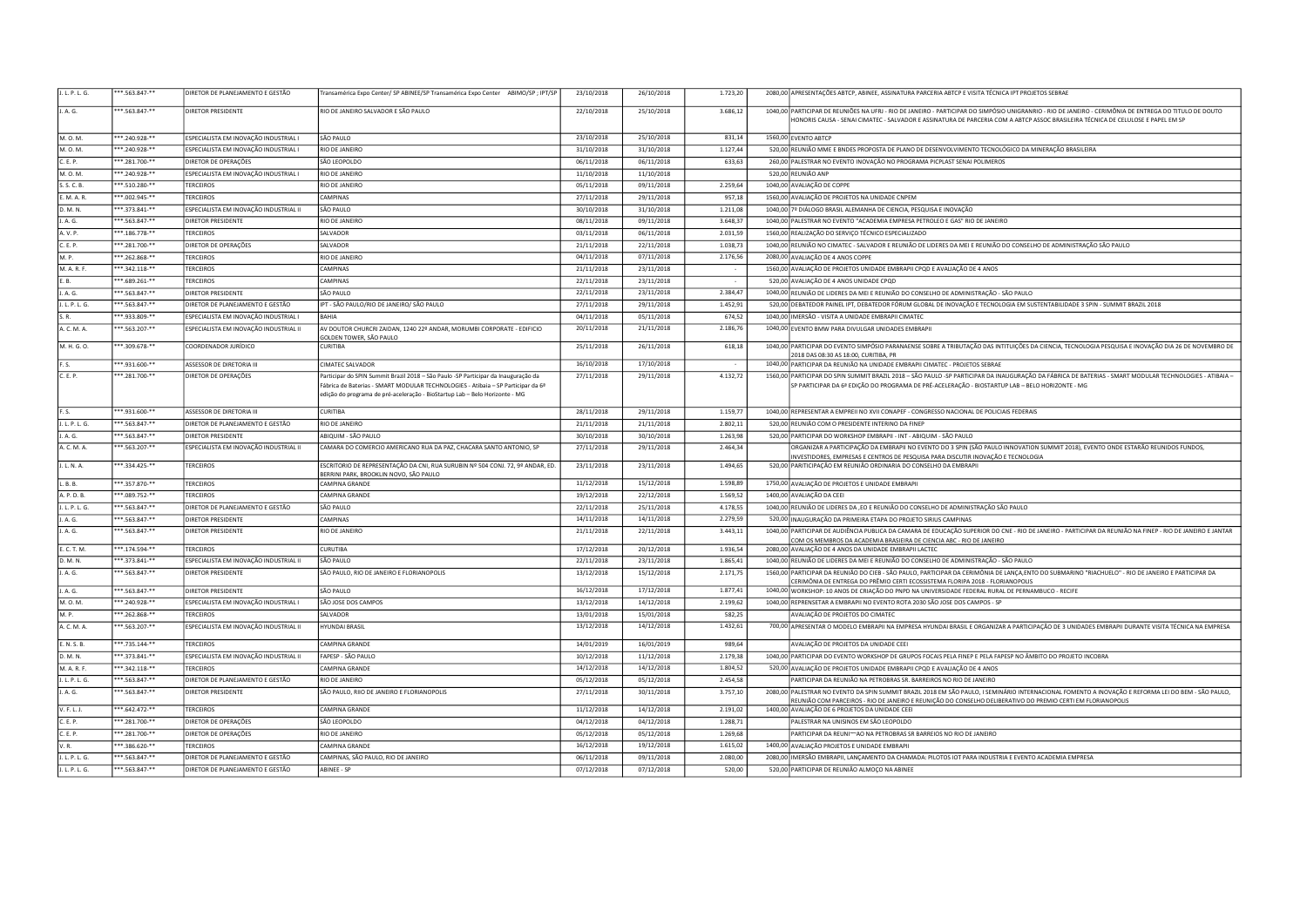| | | | | | | | | |
|---|---|---|---|---|---|---|---|---|
| J. L. P. L. G. | ***.563.847-** | DIRETOR DE PLANEJAMENTO E GESTÃO | Transamérica Expo Center/ SP ABINEE/SP Transamérica Expo Center ABIMO/SP ; IPT/SP | 23/10/2018 | 26/10/2018 | 1.723,20 | 2080,00 | APRESENTAÇÕES ABTCP, ABINEE, ASSINATURA PARCERIA ABTCP E VISITA TÉCNICA IPT PROJETOS SEBRAE |
| J. A. G. | ***.563.847-** | DIRETOR PRESIDENTE | RIO DE JANEIRO SALVADOR E SÃO PAULO | 22/10/2018 | 25/10/2018 | 3.686,12 | 1040,00 | PARTICIPAR DE REUNIÕES NA UFRJ - RIO DE JANEIRO - PARTICIPAR DO SIMPÓSIO UNIGRANRIO - RIO DE JANEIRO - CERIMÔNIA DE ENTREGA DO TITULO DE DOUTO HONORIS CAUSA - SENAI CIMATEC - SALVADOR E ASSINATURA DE PARCERIA COM A ABTCP ASSOC BRASILEIRA TÉCNICA DE CELULOSE E PAPEL EM SP |
| M. O. M. | ***.240.928-** | ESPECIALISTA EM INOVAÇÃO INDUSTRIAL I | SÃO PAULO | 23/10/2018 | 25/10/2018 | 831,14 | 1560,00 | EVENTO ABTCP |
| M. O. M. | ***.240.928-** | ESPECIALISTA EM INOVAÇÃO INDUSTRIAL I | RIO DE JANEIRO | 31/10/2018 | 31/10/2018 | 1.127,44 | 520,00 | REUNIÃO MME E BNDES PROPOSTA DE PLANO DE DESENVOLVIMENTO TECNOLÓGICO DA MINERAÇÃO BRASILEIRA |
| C. E. P. | ***.281.700-** | DIRETOR DE OPERAÇÕES | SÃO LEOPOLDO | 06/11/2018 | 06/11/2018 | 633,63 | 260,00 | PALESTRAR NO EVENTO INOVAÇÃO NO PROGRAMA PICPLAST SENAI POLIMEROS |
| M. O. M. | ***.240.928-** | ESPECIALISTA EM INOVAÇÃO INDUSTRIAL I | RIO DE JANEIRO | 11/10/2018 | 11/10/2018 | | 520,00 | REUNIÃO ANP |
| S. S. C. B. | ***.510.280-** | TERCEIROS | RIO DE JANEIRO | 05/11/2018 | 09/11/2018 | 2.259,64 | 1040,00 | AVALIAÇÃO DE COPPE |
| E. M. A. R. | ***.002.945-** | TERCEIROS | CAMPINAS | 27/11/2018 | 29/11/2018 | 957,18 | 1560,00 | AVALIAÇÃO DE PROJETOS NA UNIDADE CNPEM |
| D. M. N. | ***.373.841-** | ESPECIALISTA EM INOVAÇÃO INDUSTRIAL II | SÃO PAULO | 30/10/2018 | 31/10/2018 | 1.211,08 | 1040,00 | 7º DIÁLOGO BRASIL ALEMANHA DE CIENCIA, PESQUISA E INOVAÇÃO |
| J. A. G. | ***.563.847-** | DIRETOR PRESIDENTE | RIO DE JANEIRO | 08/11/2018 | 09/11/2018 | 3.648,37 | 1040,00 | PALESTRAR NO EVENTO "ACADEMIA EMPRESA PETROLEO E GAS" RIO DE JANEIRO |
| A. V. P. | ***.186.778-** | TERCEIROS | SALVADOR | 03/11/2018 | 06/11/2018 | 2.031,59 | 1560,00 | REALIZAÇÃO DO SERVIÇO TÉCNICO ESPECIALIZADO |
| C. E. P. | ***.281.700-** | DIRETOR DE OPERAÇÕES | SALVADOR | 21/11/2018 | 22/11/2018 | 1.038,73 | 1040,00 | REUNIÃO NO CIMATEC - SALVADOR E REUNIÃO DE LIDERES DA MEI E REUNIÃO DO CONSELHO DE ADMINISTRAÇÃO SÃO PAULO |
| M. P. | ***.262.868-** | TERCEIROS | RIO DE JANEIRO | 04/11/2018 | 07/11/2018 | 2.176,56 | 2080,00 | AVALIAÇÃO DE 4 ANOS COPPE |
| M. A. R. F. | ***.342.118-** | TERCEIROS | CAMPINAS | 21/11/2018 | 23/11/2018 | - | 1560,00 | AVALIAÇÃO DE PROJETOS UNIDADE EMBRAPII CPQD E AVALIAÇÃO DE 4 ANOS |
| E. B. | ***.689.261-** | TERCEIROS | CAMPINAS | 22/11/2018 | 23/11/2018 | | 520,00 | AVALIAÇÃO DE 4 ANOS UNIDADE CPQD |
| J. A. G. | ***.563.847-** | DIRETOR PRESIDENTE | SÃO PAULO | 22/11/2018 | 23/11/2018 | 2.384,47 | 1040,00 | REUNIÃO DE LIDERES DA MEI E REUNIÃO DO CONSELHO DE ADMINISTRAÇÃO - SÃO PAULO |
| J. L. P. L. G. | ***.563.847-** | DIRETOR DE PLANEJAMENTO E GESTÃO | IPT - SÃO PAULO/RIO DE JANEIRO/ SÃO PAULO | 27/11/2018 | 29/11/2018 | 1.452,91 | 520,00 | DEBATEDOR PAINEL IPT, DEBATEDOR FÓRUM GLOBAL DE INOVAÇÃO E TECNOLOGIA EM SUSTENTABILIDADE 3 SPIN - SUMMIT BRAZIL 2018 |
| S. R. | ***.933.809-** | ESPECIALISTA EM INOVAÇÃO INDUSTRIAL I | BAHIA | 04/11/2018 | 05/11/2018 | 674,52 | 1040,00 | IMERSÃO - VISITA A UNIDADE EMBRAPII CIMATEC |
| A. C. M. A. | ***.563.207-** | ESPECIALISTA EM INOVAÇÃO INDUSTRIAL II | AV DOUTOR CHUCRI ZAIDAN, 1240 22º ANDAR, MORUMBI CORPORATE - EDIFICIO GOLDEN TOWER, SÃO PAULO | 20/11/2018 | 21/11/2018 | 2.186,76 | 1040,00 | EVENTO BMW PARA DIVULGAR UNIDADES EMBRAPII |
| M. H. G. O. | ***.309.678-** | COORDENADOR JURÍDICO | CURITIBA | 25/11/2018 | 26/11/2018 | 618,18 | 1040,00 | PARTICIPAR DO EVENTO SIMPÓSIO PARANAENSE SOBRE A TRIBUTAÇÃO DAS INTITUIÇÕES DA CIENCIA, TECNOLOGIA PESQUISA E INOVAÇÃO DIA 26 DE NOVEMBRO DE 2018 DAS 08:30 AS 18:00, CURITIBA, PR |
| F. S. | ***.931.600-** | ASSESSOR DE DIRETORIA III | CIMATEC SALVADOR | 16/10/2018 | 17/10/2018 | - | 1040,00 | PARTICIPAR DA REUNIÃO NA UNIDADE EMBRAPII CIMATEC - PROJETOS SEBRAE |
| C. E. P. | ***.281.700-** | DIRETOR DE OPERAÇÕES | Participar do SPIN Summit Brazil 2018 – São Paulo -SP Participar da Inauguração da Fábrica de Baterias - SMART MODULAR TECHNOLOGIES - Atibaia – SP Participar da 6ª edição do programa de pré-aceleração - BioStartup Lab – Belo Horizonte - MG | 27/11/2018 | 29/11/2018 | 4.132,72 | 1560,00 | PARTICIPAR DO SPIN SUMMIT BRAZIL 2018 – SÃO PAULO -SP PARTICIPAR DA INAUGURAÇÃO DA FÁBRICA DE BATERIAS - SMART MODULAR TECHNOLOGIES - ATIBAIA – SP PARTICIPAR DA 6ª EDIÇÃO DO PROGRAMA DE PRÉ-ACELERAÇÃO - BIOSTARTUP LAB – BELO HORIZONTE - MG |
| F. S. | ***.931.600-** | ASSESSOR DE DIRETORIA III | CURITIBA | 28/11/2018 | 29/11/2018 | 1.159,77 | 1040,00 | REPRESENTAR A EMPREII NO XVII CONAPEF - CONGRESSO NACIONAL DE POLICIAIS FEDERAIS |
| J. L. P. L. G. | ***.563.847-** | DIRETOR DE PLANEJAMENTO E GESTÃO | RIO DE JANEIRO | 21/11/2018 | 21/11/2018 | 2.802,11 | 520,00 | REUNIÃO COM O PRESIDENTE INTERINO DA FINEP |
| J. A. G. | ***.563.847-** | DIRETOR PRESIDENTE | ABIQUIM - SÃO PAULO | 30/10/2018 | 30/10/2018 | 1.263,98 | 520,00 | PARTICIPAR DO WORKSHOP EMBRAPII - INT - ABIQUIM - SÃO PAULO |
| A. C. M. A. | ***.563.207-** | ESPECIALISTA EM INOVAÇÃO INDUSTRIAL II | CAMARA DO COMERCIO AMERICANO RUA DA PAZ, CHACARA SANTO ANTONIO, SP | 27/11/2018 | 29/11/2018 | 2.464,34 | | ORGANIZAR A PARTICIPAÇÃO DA EMBRAPII NO EVENTO DO 3 SPIN (SÃO PAULO INNOVATION SUMMIT 2018), EVENTO ONDE ESTARÃO REUNIDOS FUNDOS, INVESTIDORES, EMPRESAS E CENTROS DE PESQUISA PARA DISCUTIR INOVAÇÃO E TECNOLOGIA |
| J. L. N. A. | ***.334.425-** | TERCEIROS | ESCRITORIO DE REPRESENTAÇÃO DA CNI, RUA SURUBIN Nº 504 CONJ. 72, 9º ANDAR, ED. BERRINI PARK, BROOKLIN NOVO, SÃO PAULO | 23/11/2018 | 23/11/2018 | 1.494,65 | 520,00 | PARITICIPAÇÃO EM REUNIÃO ORDINARIA DO CONSELHO DA EMBRAPII |
| L. B. B. | ***.357.870-** | TERCEIROS | CAMPINA GRANDE | 11/12/2018 | 15/12/2018 | 1.598,89 | 1750,00 | AVALIAÇÃO DE PROJETOS E UNIDADE EMBRAPII |
| A. P. D. B. | ***.089.752-** | TERCEIROS | CAMPINA GRANDE | 19/12/2018 | 22/12/2018 | 1.569,52 | 1400,00 | AVALIAÇÃO DA CEEI |
| J. L. P. L. G. | ***.563.847-** | DIRETOR DE PLANEJAMENTO E GESTÃO | SÃO PAULO | 22/11/2018 | 25/11/2018 | 4.178,55 | 1040,00 | REUNIÃO DE LIDERES DA ,EO E REUNIÃO DO CONSELHO DE ADMINISTRAÇÃO SÃO PAULO |
| J. A. G. | ***.563.847-** | DIRETOR PRESIDENTE | CAMPINAS | 14/11/2018 | 14/11/2018 | 2.279,59 | 520,00 | INAUGURAÇÃO DA PRIMEIRA ETAPA DO PROJETO SIRIUS CAMPINAS |
| J. A. G. | ***.563.847-** | DIRETOR PRESIDENTE | RIO DE JANEIRO | 21/11/2018 | 22/11/2018 | 3.443,11 | 1040,00 | PARTICIPAR DE AUDIÊNCIA PUBLICA DA CAMARA DE EDUCAÇÃO SUPERIOR DO CNE - RIO DE JANEIRO - PARTICIPAR DA REUNIÃO NA FINEP - RIO DE JANEIRO E JANTAR COM OS MEMBROS DA ACADEMIA BRASIEIRA DE CIENCIA ABC - RIO DE JANEIRO |
| E. C. T. M. | ***.174.594-** | TERCEIROS | CURUTIBA | 17/12/2018 | 20/12/2018 | 1.936,54 | 2080,00 | AVALIAÇÃO DE 4 ANOS DA UNIDADE EMBRAPII LACTEC |
| D. M. N. | ***.373.841-** | ESPECIALISTA EM INOVAÇÃO INDUSTRIAL II | SÃO PAULO | 22/11/2018 | 23/11/2018 | 1.865,41 | 1040,00 | REUNIÃO DE LIDERES DA MEI E REUNIÃO DO CONSELHO DE ADMINISTRAÇÃO - SÃO PAULO |
| J. A. G. | ***.563.847-** | DIRETOR PRESIDENTE | SÃO PAULO, RIO DE JANEIRO E FLORIANOPOLIS | 13/12/2018 | 15/12/2018 | 2.171,75 | 1560,00 | PARTICIPAR DA REUNIÃO DO CIEB - SÃO PAULO, PARTICIPAR DA CERIMÔNIA DE LANÇA,ENTO DO SUBMARINO "RIACHUELO" - RIO DE JANEIRO E PARTICIPAR DA CERIMÔNIA DE ENTREGA DO PRÊMIO CERTI ECOSSISTEMA FLORIPA 2018 - FLORIANOPOLIS |
| J. A. G. | ***.563.847-** | DIRETOR PRESIDENTE | SÃO PAULO | 16/12/2018 | 17/12/2018 | 1.877,41 | 1040,00 | WORKSHOP: 10 ANOS DE CRIAÇÃO DO PNPD NA UNIVERSIDADE FEDERAL RURAL DE PERNAMBUCO - RECIFE |
| M. O. M. | ***.240.928-** | ESPECIALISTA EM INOVAÇÃO INDUSTRIAL I | SÃO JOSE DOS CAMPOS | 13/12/2018 | 14/12/2018 | 2.199,62 | 1040,00 | REPRENSETAR A EMBRAPII NO EVENTO ROTA 2030 SÃO JOSE DOS CAMPOS - SP |
| M. P. | ***.262.868-** | TERCEIROS | SALVADOR | 13/01/2019 | 15/01/2019 | 582,25 | | AVALIAÇÃO DE PROJETOS DO CIMATEC |
| A. C. M. A. | ***.563.207-** | ESPECIALISTA EM INOVAÇÃO INDUSTRIAL II | HYUNDAI BRASIL | 13/12/2018 | 14/12/2018 | 1.432,61 | 700,00 | APRESENTAR O MODELO EMBRAPII NA EMPRESA HYUNDAI BRASIL E ORGANIZAR A PARTICIPAÇÃO DE 3 UNIDADES EMBRAPII DURANTE VISITA TÉCNICA NA EMPRESA |
| E. N. S. B. | ***.735.144-** | TERCEIROS | CAMPINA GRANDE | 14/01/2019 | 16/01/2019 | 989,64 | | AVALIAÇÃO DE PROJETOS DA UNIDADE CEEI |
| D. M. N. | ***.373.841-** | ESPECIALISTA EM INOVAÇÃO INDUSTRIAL II | FAPESP - SÃO PAULO | 10/12/2018 | 11/12/2018 | 2.179,38 | 1040,00 | PARTICIPAR DO EVENTO WORKSHOP DE GRUPOS FOCAIS PELA FINEP E PELA FAPESP NO ÂMBITO DO PROJETO INCOBRA |
| M. A. R. F. | ***.342.118-** | TERCEIROS | CAMPINA GRANDE | 14/12/2018 | 14/12/2018 | 1.804,52 | 520,00 | AVALIAÇÃO DE PROJETOS UNIDADE EMBRAPII CPQD E AVALIAÇÃO DE 4 ANOS |
| J. L. P. L. G. | ***.563.847-** | DIRETOR DE PLANEJAMENTO E GESTÃO | RIO DE JANEIRO | 05/12/2018 | 05/12/2018 | 2.454,58 | | PARTICIPAR DA REUNIÃO NA PETROBRAS SR. BARREIROS NO RIO DE JANEIRO |
| J. A. G. | ***.563.847-** | DIRETOR PRESIDENTE | SÃO PAULO, RIIO DE JANEIRO E FLORIANOPOLIS | 27/11/2018 | 30/11/2018 | 3.757,10 | 2080,00 | PALESTRAR NO EVENTO DA SPIN SUMMIT BRAZIL 2018 EM SÃO PAULO, I SEMINÁRIO INTERNACIONAL FOMENTO A INOVAÇÃO E REFORMA LEI DO BEM - SÃO PAULO, REUNIÃO COM PARCEIROS - RIO DE JANEIRO E REUNIÇÃO DO CONSELHO DELIBERATIVO DO PREMIO CERTI EM FLORIANOPOLIS |
| V. F. L. J. | ***.642.472-** | TERCEIROS | CAMPINA GRANDE | 11/12/2018 | 14/12/2018 | 2.191,02 | 1400,00 | AVALIAÇÃO DE 6 PROJETOS DA UNIDADE CEEI |
| C. E. P. | ***.281.700-** | DIRETOR DE OPERAÇÕES | SÃO LEOPOLDO | 04/12/2018 | 04/12/2018 | 1.288,71 | | PALESTRAR NA UNISINOS EM SÃO LEOPOLDO |
| C. E. P. | ***.281.700-** | DIRETOR DE OPERAÇÕES | RIO DE JANEIRO | 05/12/2018 | 05/12/2018 | 1.269,68 | | PARTICIPAR DA REUNI¬¬AO NA PETROBRAS SR BARREIOS NO RIO DE JANEIRO |
| V. R. | ***.386.620-** | TERCEIROS | CAMPINA GRANDE | 16/12/2018 | 19/12/2018 | 1.615,02 | 1400,00 | AVALIAÇÃO PROJETOS E UNIDADE EMBRAPII |
| J. L. P. L. G. | ***.563.847-** | DIRETOR DE PLANEJAMENTO E GESTÃO | CAMPINAS, SÃO PAULO, RIO DE JANEIRO | 06/11/2018 | 09/11/2018 | 2.080,00 | 2080,00 | IMERSÃO EMBRAPII, LANÇAMENTO DA CHAMADA: PILOTOS IOT PARA INDUSTRIA E EVENTO ACADEMIA EMPRESA |
| J. L. P. L. G. | ***.563.847-** | DIRETOR DE PLANEJAMENTO E GESTÃO | ABINEE - SP | 07/12/2018 | 07/12/2018 | 520,00 | 520,00 | PARTICIPAR DE REUNIÃO ALMOÇO NA ABINEE |